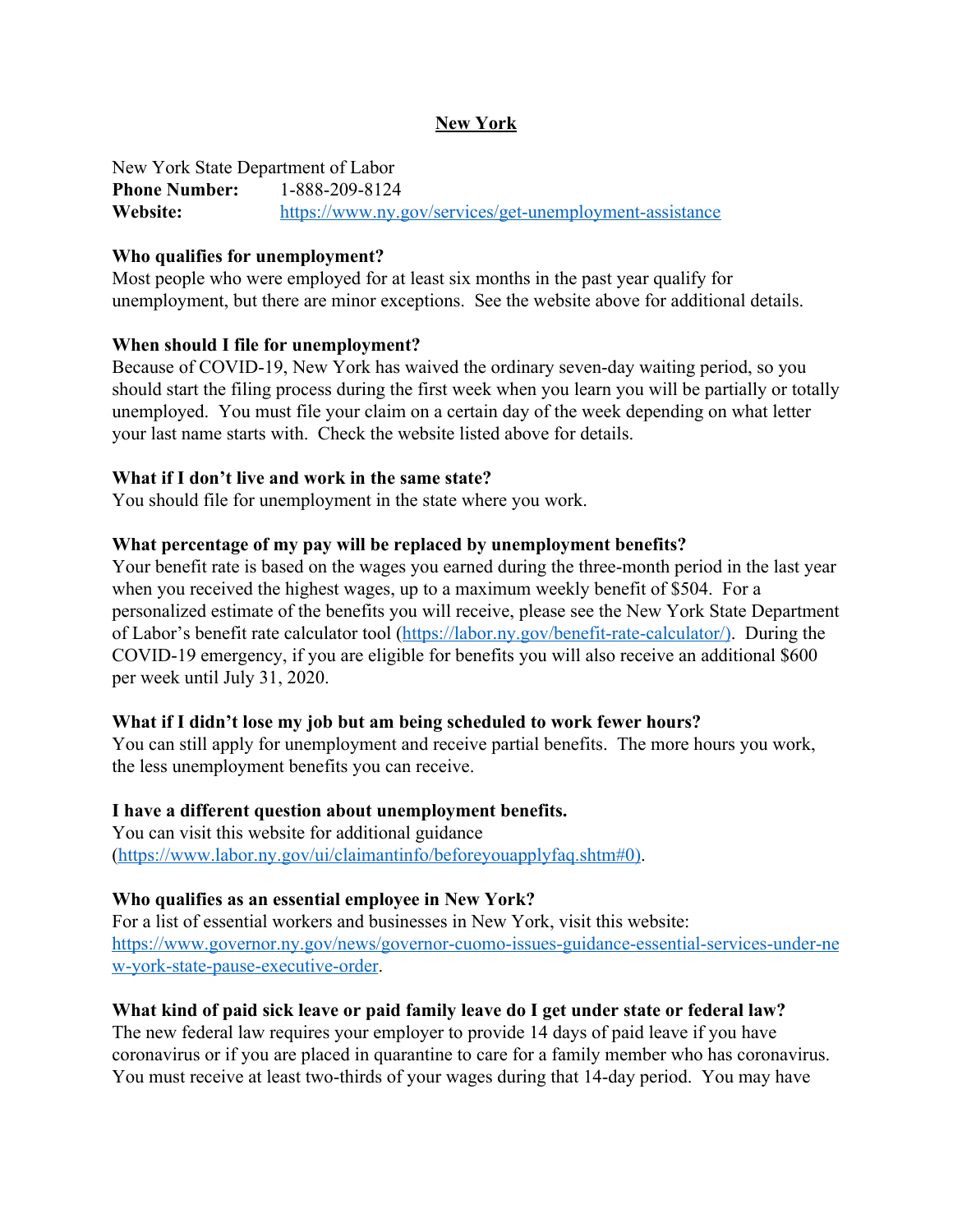# New York

New York State Department of Labor
**Phone Number:** 1-888-209-8124
**Website:** https://www.ny.gov/services/get-unemployment-assistance

**Who qualifies for unemployment?**
Most people who were employed for at least six months in the past year qualify for unemployment, but there are minor exceptions. See the website above for additional details.

**When should I file for unemployment?**
Because of COVID-19, New York has waived the ordinary seven-day waiting period, so you should start the filing process during the first week when you learn you will be partially or totally unemployed. You must file your claim on a certain day of the week depending on what letter your last name starts with. Check the website listed above for details.

**What if I don't live and work in the same state?**
You should file for unemployment in the state where you work.

**What percentage of my pay will be replaced by unemployment benefits?**
Your benefit rate is based on the wages you earned during the three-month period in the last year when you received the highest wages, up to a maximum weekly benefit of $504. For a personalized estimate of the benefits you will receive, please see the New York State Department of Labor's benefit rate calculator tool (https://labor.ny.gov/benefit-rate-calculator/). During the COVID-19 emergency, if you are eligible for benefits you will also receive an additional $600 per week until July 31, 2020.

**What if I didn't lose my job but am being scheduled to work fewer hours?**
You can still apply for unemployment and receive partial benefits. The more hours you work, the less unemployment benefits you can receive.

**I have a different question about unemployment benefits.**
You can visit this website for additional guidance (https://www.labor.ny.gov/ui/claimantinfo/beforeyouapplyfaq.shtm#0).

**Who qualifies as an essential employee in New York?**
For a list of essential workers and businesses in New York, visit this website: https://www.governor.ny.gov/news/governor-cuomo-issues-guidance-essential-services-under-new-york-state-pause-executive-order.

**What kind of paid sick leave or paid family leave do I get under state or federal law?**
The new federal law requires your employer to provide 14 days of paid leave if you have coronavirus or if you are placed in quarantine to care for a family member who has coronavirus. You must receive at least two-thirds of your wages during that 14-day period. You may have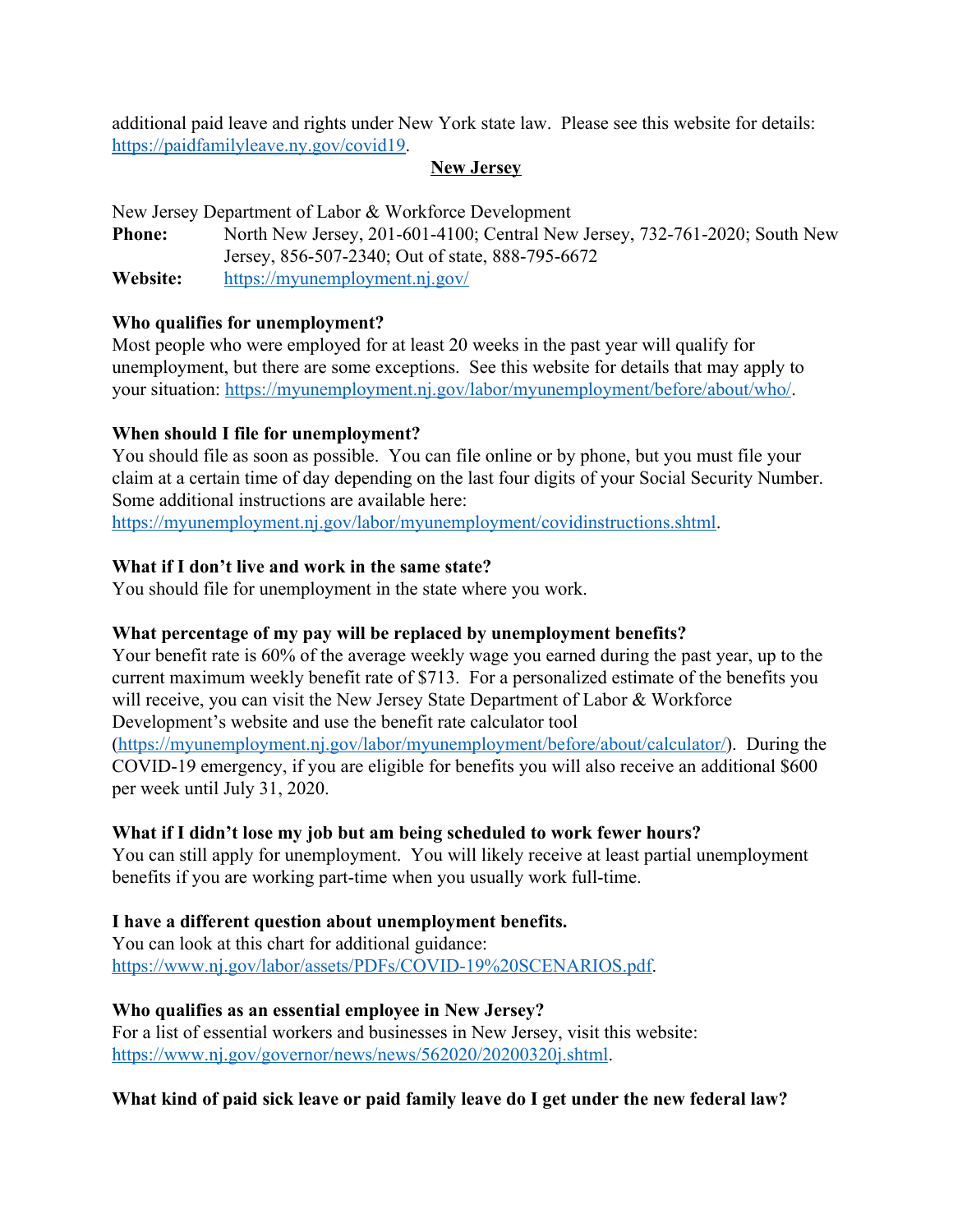additional paid leave and rights under New York state law. Please see this website for details: https://paidfamilyleave.ny.gov/covid19.

## New Jersey

New Jersey Department of Labor & Workforce Development

**Phone:** North New Jersey, 201-601-4100; Central New Jersey, 732-761-2020; South New Jersey, 856-507-2340; Out of state, 888-795-6672

**Website:** https://myunemployment.nj.gov/

**Who qualifies for unemployment?**

Most people who were employed for at least 20 weeks in the past year will qualify for unemployment, but there are some exceptions. See this website for details that may apply to your situation: https://myunemployment.nj.gov/labor/myunemployment/before/about/who/.

**When should I file for unemployment?**

You should file as soon as possible. You can file online or by phone, but you must file your claim at a certain time of day depending on the last four digits of your Social Security Number. Some additional instructions are available here: https://myunemployment.nj.gov/labor/myunemployment/covidinstructions.shtml.

**What if I don't live and work in the same state?**

You should file for unemployment in the state where you work.

**What percentage of my pay will be replaced by unemployment benefits?**

Your benefit rate is 60% of the average weekly wage you earned during the past year, up to the current maximum weekly benefit rate of $713. For a personalized estimate of the benefits you will receive, you can visit the New Jersey State Department of Labor & Workforce Development's website and use the benefit rate calculator tool (https://myunemployment.nj.gov/labor/myunemployment/before/about/calculator/). During the COVID-19 emergency, if you are eligible for benefits you will also receive an additional $600 per week until July 31, 2020.

**What if I didn't lose my job but am being scheduled to work fewer hours?**

You can still apply for unemployment. You will likely receive at least partial unemployment benefits if you are working part-time when you usually work full-time.

**I have a different question about unemployment benefits.**

You can look at this chart for additional guidance: https://www.nj.gov/labor/assets/PDFs/COVID-19%20SCENARIOS.pdf.

**Who qualifies as an essential employee in New Jersey?**

For a list of essential workers and businesses in New Jersey, visit this website: https://www.nj.gov/governor/news/news/562020/20200320j.shtml.

**What kind of paid sick leave or paid family leave do I get under the new federal law?**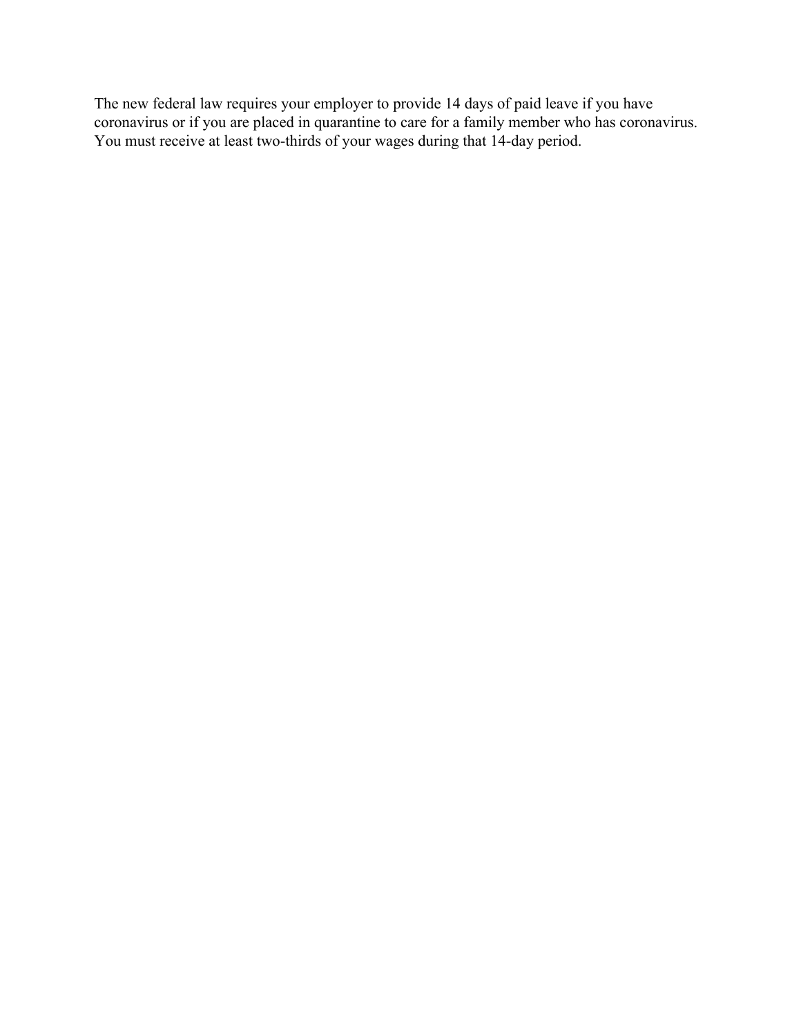The new federal law requires your employer to provide 14 days of paid leave if you have coronavirus or if you are placed in quarantine to care for a family member who has coronavirus. You must receive at least two-thirds of your wages during that 14-day period.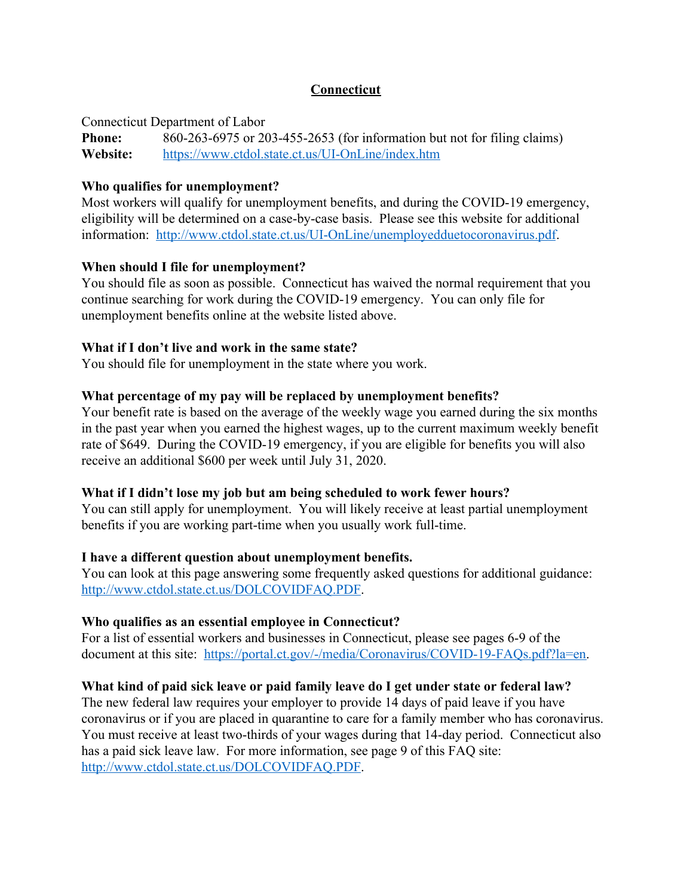# Connecticut

Connecticut Department of Labor

**Phone:** 860-263-6975 or 203-455-2653 (for information but not for filing claims)

**Website:** [https://www.ctdol.state.ct.us/UI-OnLine/index.htm](https://www.ctdol.state.ct.us/UI-OnLine/index.htm)

**Who qualifies for unemployment?**

Most workers will qualify for unemployment benefits, and during the COVID-19 emergency, eligibility will be determined on a case-by-case basis. Please see this website for additional information: [http://www.ctdol.state.ct.us/UI-OnLine/unemployedduetocoronavirus.pdf](http://www.ctdol.state.ct.us/UI-OnLine/unemployedduetocoronavirus.pdf).

**When should I file for unemployment?**

You should file as soon as possible. Connecticut has waived the normal requirement that you continue searching for work during the COVID-19 emergency. You can only file for unemployment benefits online at the website listed above.

**What if I don't live and work in the same state?**

You should file for unemployment in the state where you work.

**What percentage of my pay will be replaced by unemployment benefits?**

Your benefit rate is based on the average of the weekly wage you earned during the six months in the past year when you earned the highest wages, up to the current maximum weekly benefit rate of $649. During the COVID-19 emergency, if you are eligible for benefits you will also receive an additional $600 per week until July 31, 2020.

**What if I didn't lose my job but am being scheduled to work fewer hours?**

You can still apply for unemployment. You will likely receive at least partial unemployment benefits if you are working part-time when you usually work full-time.

**I have a different question about unemployment benefits.**

You can look at this page answering some frequently asked questions for additional guidance: [http://www.ctdol.state.ct.us/DOLCOVIDFAQ.PDF](http://www.ctdol.state.ct.us/DOLCOVIDFAQ.PDF).

**Who qualifies as an essential employee in Connecticut?**

For a list of essential workers and businesses in Connecticut, please see pages 6-9 of the document at this site: [https://portal.ct.gov/-/media/Coronavirus/COVID-19-FAQs.pdf?la=en](https://portal.ct.gov/-/media/Coronavirus/COVID-19-FAQs.pdf?la=en).

**What kind of paid sick leave or paid family leave do I get under state or federal law?**

The new federal law requires your employer to provide 14 days of paid leave if you have coronavirus or if you are placed in quarantine to care for a family member who has coronavirus. You must receive at least two-thirds of your wages during that 14-day period. Connecticut also has a paid sick leave law. For more information, see page 9 of this FAQ site: [http://www.ctdol.state.ct.us/DOLCOVIDFAQ.PDF](http://www.ctdol.state.ct.us/DOLCOVIDFAQ.PDF).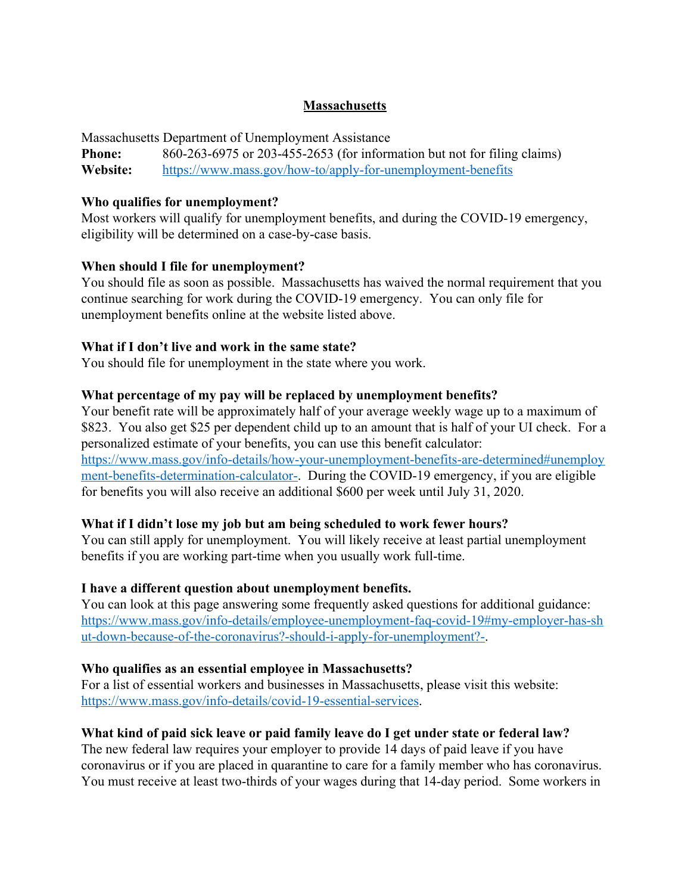## Massachusetts

Massachusetts Department of Unemployment Assistance

**Phone:** 860-263-6975 or 203-455-2653 (for information but not for filing claims)

**Website:** https://www.mass.gov/how-to/apply-for-unemployment-benefits

**Who qualifies for unemployment?**

Most workers will qualify for unemployment benefits, and during the COVID-19 emergency, eligibility will be determined on a case-by-case basis.

**When should I file for unemployment?**

You should file as soon as possible. Massachusetts has waived the normal requirement that you continue searching for work during the COVID-19 emergency. You can only file for unemployment benefits online at the website listed above.

**What if I don't live and work in the same state?**

You should file for unemployment in the state where you work.

**What percentage of my pay will be replaced by unemployment benefits?**

Your benefit rate will be approximately half of your average weekly wage up to a maximum of $823. You also get $25 per dependent child up to an amount that is half of your UI check. For a personalized estimate of your benefits, you can use this benefit calculator: https://www.mass.gov/info-details/how-your-unemployment-benefits-are-determined#unemployment-benefits-determination-calculator-. During the COVID-19 emergency, if you are eligible for benefits you will also receive an additional $600 per week until July 31, 2020.

**What if I didn't lose my job but am being scheduled to work fewer hours?**

You can still apply for unemployment. You will likely receive at least partial unemployment benefits if you are working part-time when you usually work full-time.

**I have a different question about unemployment benefits.**

You can look at this page answering some frequently asked questions for additional guidance: https://www.mass.gov/info-details/employee-unemployment-faq-covid-19#my-employer-has-shut-down-because-of-the-coronavirus?-should-i-apply-for-unemployment?-.

**Who qualifies as an essential employee in Massachusetts?**

For a list of essential workers and businesses in Massachusetts, please visit this website: https://www.mass.gov/info-details/covid-19-essential-services.

**What kind of paid sick leave or paid family leave do I get under state or federal law?**

The new federal law requires your employer to provide 14 days of paid leave if you have coronavirus or if you are placed in quarantine to care for a family member who has coronavirus. You must receive at least two-thirds of your wages during that 14-day period. Some workers in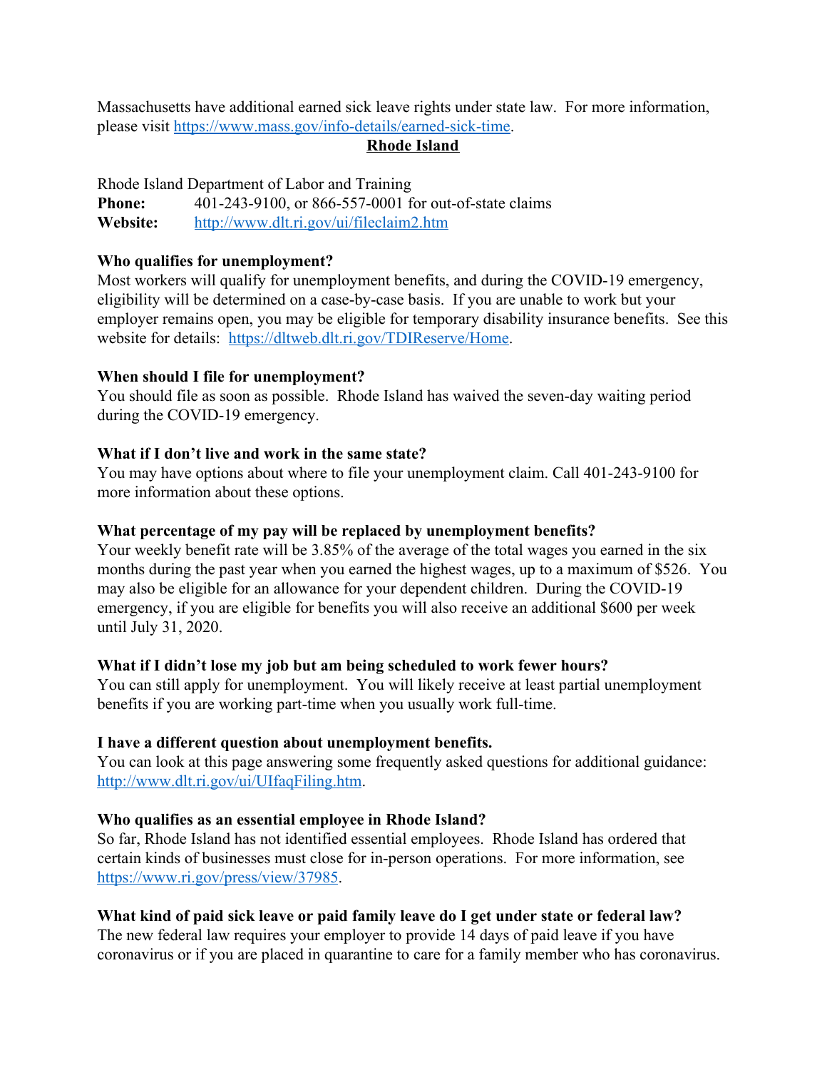Massachusetts have additional earned sick leave rights under state law. For more information, please visit https://www.mass.gov/info-details/earned-sick-time.

## Rhode Island

Rhode Island Department of Labor and Training
**Phone:** 401-243-9100, or 866-557-0001 for out-of-state claims
**Website:** http://www.dlt.ri.gov/ui/fileclaim2.htm

**Who qualifies for unemployment?**
Most workers will qualify for unemployment benefits, and during the COVID-19 emergency, eligibility will be determined on a case-by-case basis. If you are unable to work but your employer remains open, you may be eligible for temporary disability insurance benefits. See this website for details: https://dltweb.dlt.ri.gov/TDIReserve/Home.

**When should I file for unemployment?**
You should file as soon as possible. Rhode Island has waived the seven-day waiting period during the COVID-19 emergency.

**What if I don't live and work in the same state?**
You may have options about where to file your unemployment claim. Call 401-243-9100 for more information about these options.

**What percentage of my pay will be replaced by unemployment benefits?**
Your weekly benefit rate will be 3.85% of the average of the total wages you earned in the six months during the past year when you earned the highest wages, up to a maximum of $526. You may also be eligible for an allowance for your dependent children. During the COVID-19 emergency, if you are eligible for benefits you will also receive an additional $600 per week until July 31, 2020.

**What if I didn't lose my job but am being scheduled to work fewer hours?**
You can still apply for unemployment. You will likely receive at least partial unemployment benefits if you are working part-time when you usually work full-time.

**I have a different question about unemployment benefits.**
You can look at this page answering some frequently asked questions for additional guidance: http://www.dlt.ri.gov/ui/UIfaqFiling.htm.

**Who qualifies as an essential employee in Rhode Island?**
So far, Rhode Island has not identified essential employees. Rhode Island has ordered that certain kinds of businesses must close for in-person operations. For more information, see https://www.ri.gov/press/view/37985.

**What kind of paid sick leave or paid family leave do I get under state or federal law?**
The new federal law requires your employer to provide 14 days of paid leave if you have coronavirus or if you are placed in quarantine to care for a family member who has coronavirus.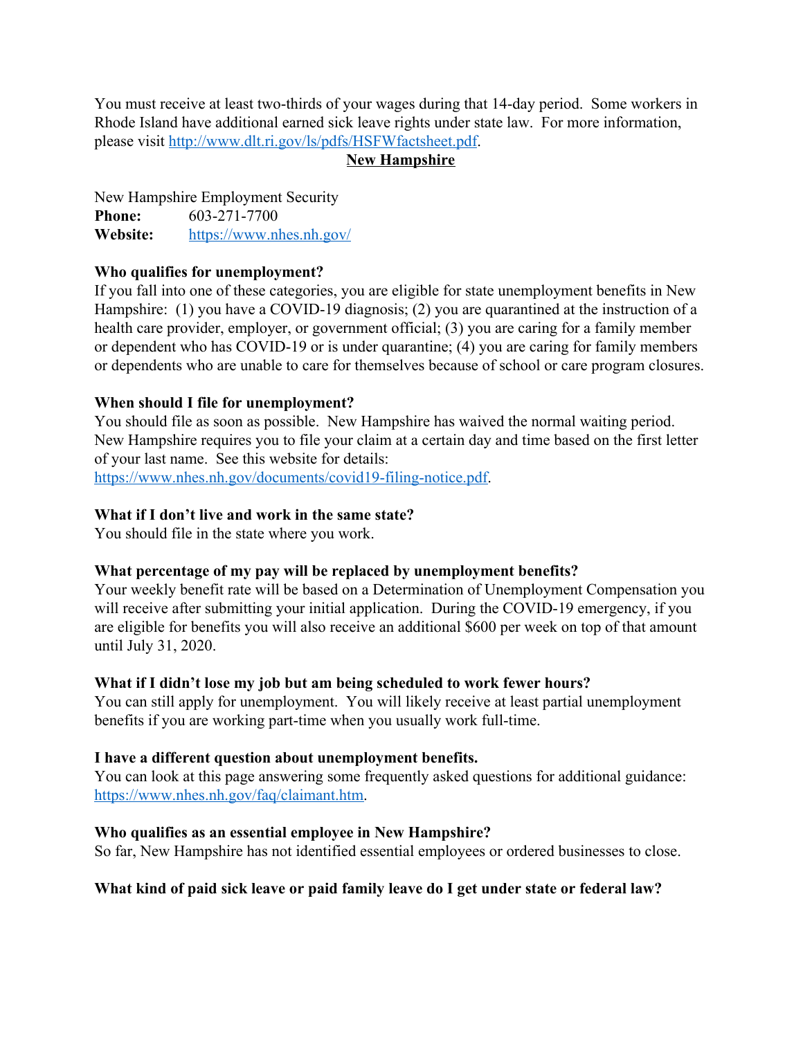You must receive at least two-thirds of your wages during that 14-day period. Some workers in Rhode Island have additional earned sick leave rights under state law. For more information, please visit [http://www.dlt.ri.gov/ls/pdfs/HSFWfactsheet.pdf](http://www.dlt.ri.gov/ls/pdfs/HSFWfactsheet.pdf).

## New Hampshire

New Hampshire Employment Security
**Phone:** 603-271-7700
**Website:** [https://www.nhes.nh.gov/](https://www.nhes.nh.gov/)

**Who qualifies for unemployment?**
If you fall into one of these categories, you are eligible for state unemployment benefits in New Hampshire: (1) you have a COVID-19 diagnosis; (2) you are quarantined at the instruction of a health care provider, employer, or government official; (3) you are caring for a family member or dependent who has COVID-19 or is under quarantine; (4) you are caring for family members or dependents who are unable to care for themselves because of school or care program closures.

**When should I file for unemployment?**
You should file as soon as possible. New Hampshire has waived the normal waiting period. New Hampshire requires you to file your claim at a certain day and time based on the first letter of your last name. See this website for details: [https://www.nhes.nh.gov/documents/covid19-filing-notice.pdf](https://www.nhes.nh.gov/documents/covid19-filing-notice.pdf).

**What if I don't live and work in the same state?**
You should file in the state where you work.

**What percentage of my pay will be replaced by unemployment benefits?**
Your weekly benefit rate will be based on a Determination of Unemployment Compensation you will receive after submitting your initial application. During the COVID-19 emergency, if you are eligible for benefits you will also receive an additional $600 per week on top of that amount until July 31, 2020.

**What if I didn't lose my job but am being scheduled to work fewer hours?**
You can still apply for unemployment. You will likely receive at least partial unemployment benefits if you are working part-time when you usually work full-time.

**I have a different question about unemployment benefits.**
You can look at this page answering some frequently asked questions for additional guidance: [https://www.nhes.nh.gov/faq/claimant.htm](https://www.nhes.nh.gov/faq/claimant.htm).

**Who qualifies as an essential employee in New Hampshire?**
So far, New Hampshire has not identified essential employees or ordered businesses to close.

**What kind of paid sick leave or paid family leave do I get under state or federal law?**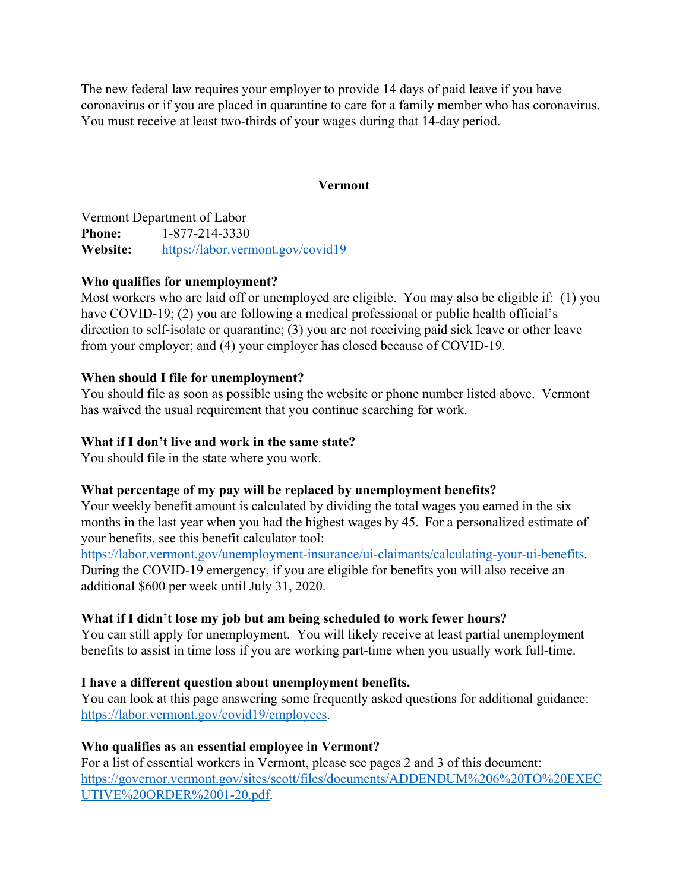The new federal law requires your employer to provide 14 days of paid leave if you have coronavirus or if you are placed in quarantine to care for a family member who has coronavirus. You must receive at least two-thirds of your wages during that 14-day period.

## Vermont

Vermont Department of Labor
**Phone:** 1-877-214-3330
**Website:** https://labor.vermont.gov/covid19

**Who qualifies for unemployment?**
Most workers who are laid off or unemployed are eligible. You may also be eligible if: (1) you have COVID-19; (2) you are following a medical professional or public health official's direction to self-isolate or quarantine; (3) you are not receiving paid sick leave or other leave from your employer; and (4) your employer has closed because of COVID-19.

**When should I file for unemployment?**
You should file as soon as possible using the website or phone number listed above. Vermont has waived the usual requirement that you continue searching for work.

**What if I don't live and work in the same state?**
You should file in the state where you work.

**What percentage of my pay will be replaced by unemployment benefits?**
Your weekly benefit amount is calculated by dividing the total wages you earned in the six months in the last year when you had the highest wages by 45. For a personalized estimate of your benefits, see this benefit calculator tool: https://labor.vermont.gov/unemployment-insurance/ui-claimants/calculating-your-ui-benefits. During the COVID-19 emergency, if you are eligible for benefits you will also receive an additional $600 per week until July 31, 2020.

**What if I didn't lose my job but am being scheduled to work fewer hours?**
You can still apply for unemployment. You will likely receive at least partial unemployment benefits to assist in time loss if you are working part-time when you usually work full-time.

**I have a different question about unemployment benefits.**
You can look at this page answering some frequently asked questions for additional guidance: https://labor.vermont.gov/covid19/employees.

**Who qualifies as an essential employee in Vermont?**
For a list of essential workers in Vermont, please see pages 2 and 3 of this document: https://governor.vermont.gov/sites/scott/files/documents/ADDENDUM%206%20TO%20EXECUTIVE%20ORDER%2001-20.pdf.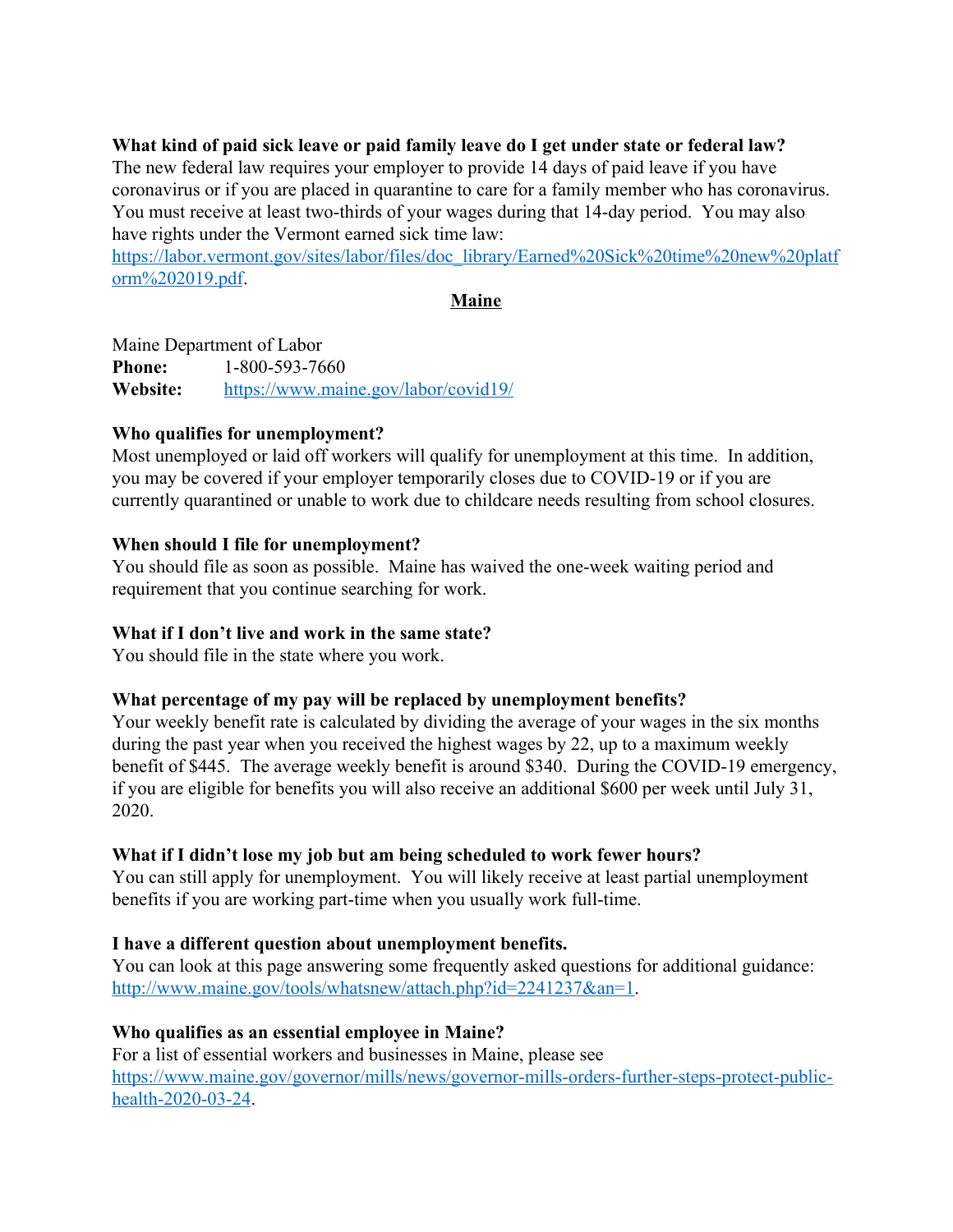**What kind of paid sick leave or paid family leave do I get under state or federal law?**
The new federal law requires your employer to provide 14 days of paid leave if you have coronavirus or if you are placed in quarantine to care for a family member who has coronavirus. You must receive at least two-thirds of your wages during that 14-day period. You may also have rights under the Vermont earned sick time law: https://labor.vermont.gov/sites/labor/files/doc_library/Earned%20Sick%20time%20new%20platform%202019.pdf.

## Maine

Maine Department of Labor
**Phone:** 1-800-593-7660
**Website:** https://www.maine.gov/labor/covid19/

**Who qualifies for unemployment?**
Most unemployed or laid off workers will qualify for unemployment at this time. In addition, you may be covered if your employer temporarily closes due to COVID-19 or if you are currently quarantined or unable to work due to childcare needs resulting from school closures.

**When should I file for unemployment?**
You should file as soon as possible. Maine has waived the one-week waiting period and requirement that you continue searching for work.

**What if I don't live and work in the same state?**
You should file in the state where you work.

**What percentage of my pay will be replaced by unemployment benefits?**
Your weekly benefit rate is calculated by dividing the average of your wages in the six months during the past year when you received the highest wages by 22, up to a maximum weekly benefit of $445. The average weekly benefit is around $340. During the COVID-19 emergency, if you are eligible for benefits you will also receive an additional $600 per week until July 31, 2020.

**What if I didn't lose my job but am being scheduled to work fewer hours?**
You can still apply for unemployment. You will likely receive at least partial unemployment benefits if you are working part-time when you usually work full-time.

**I have a different question about unemployment benefits.**
You can look at this page answering some frequently asked questions for additional guidance: http://www.maine.gov/tools/whatsnew/attach.php?id=2241237&an=1.

**Who qualifies as an essential employee in Maine?**
For a list of essential workers and businesses in Maine, please see https://www.maine.gov/governor/mills/news/governor-mills-orders-further-steps-protect-public-health-2020-03-24.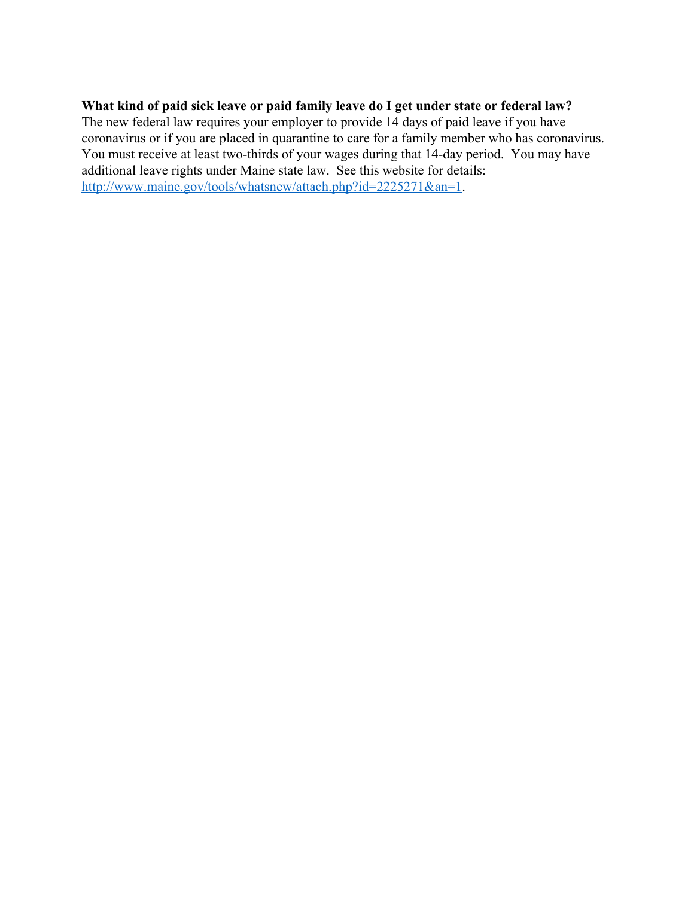**What kind of paid sick leave or paid family leave do I get under state or federal law?**
The new federal law requires your employer to provide 14 days of paid leave if you have coronavirus or if you are placed in quarantine to care for a family member who has coronavirus. You must receive at least two-thirds of your wages during that 14-day period. You may have additional leave rights under Maine state law. See this website for details: [http://www.maine.gov/tools/whatsnew/attach.php?id=2225271&an=1](http://www.maine.gov/tools/whatsnew/attach.php?id=2225271&an=1).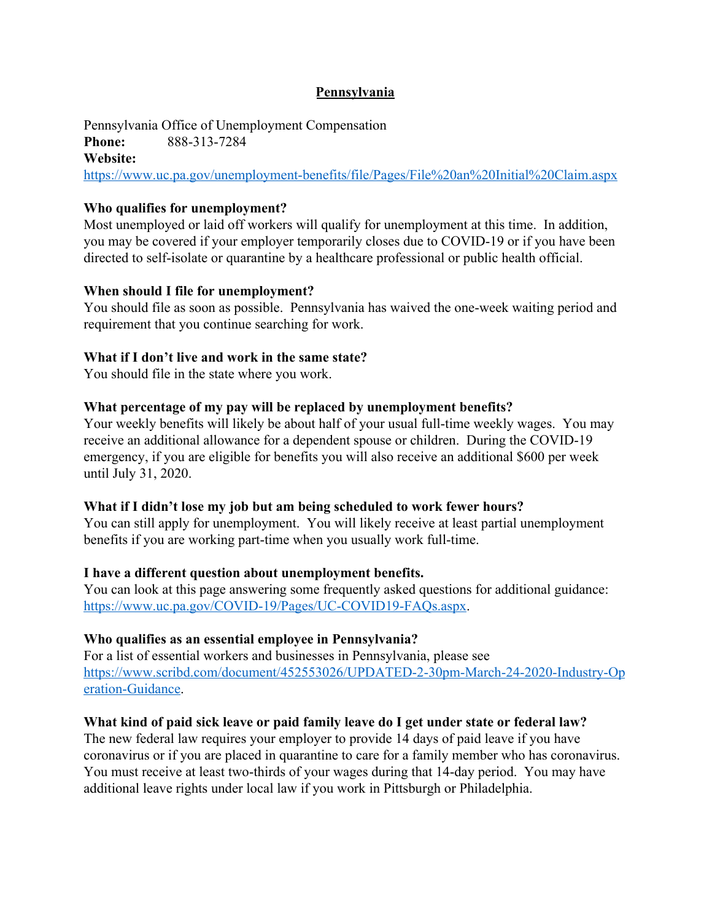## Pennsylvania

Pennsylvania Office of Unemployment Compensation
**Phone:** 888-313-7284
**Website:**
https://www.uc.pa.gov/unemployment-benefits/file/Pages/File%20an%20Initial%20Claim.aspx

**Who qualifies for unemployment?**
Most unemployed or laid off workers will qualify for unemployment at this time. In addition, you may be covered if your employer temporarily closes due to COVID-19 or if you have been directed to self-isolate or quarantine by a healthcare professional or public health official.

**When should I file for unemployment?**
You should file as soon as possible. Pennsylvania has waived the one-week waiting period and requirement that you continue searching for work.

**What if I don't live and work in the same state?**
You should file in the state where you work.

**What percentage of my pay will be replaced by unemployment benefits?**
Your weekly benefits will likely be about half of your usual full-time weekly wages. You may receive an additional allowance for a dependent spouse or children. During the COVID-19 emergency, if you are eligible for benefits you will also receive an additional $600 per week until July 31, 2020.

**What if I didn't lose my job but am being scheduled to work fewer hours?**
You can still apply for unemployment. You will likely receive at least partial unemployment benefits if you are working part-time when you usually work full-time.

**I have a different question about unemployment benefits.**
You can look at this page answering some frequently asked questions for additional guidance: https://www.uc.pa.gov/COVID-19/Pages/UC-COVID19-FAQs.aspx.

**Who qualifies as an essential employee in Pennsylvania?**
For a list of essential workers and businesses in Pennsylvania, please see https://www.scribd.com/document/452553026/UPDATED-2-30pm-March-24-2020-Industry-Operation-Guidance.

**What kind of paid sick leave or paid family leave do I get under state or federal law?**
The new federal law requires your employer to provide 14 days of paid leave if you have coronavirus or if you are placed in quarantine to care for a family member who has coronavirus. You must receive at least two-thirds of your wages during that 14-day period. You may have additional leave rights under local law if you work in Pittsburgh or Philadelphia.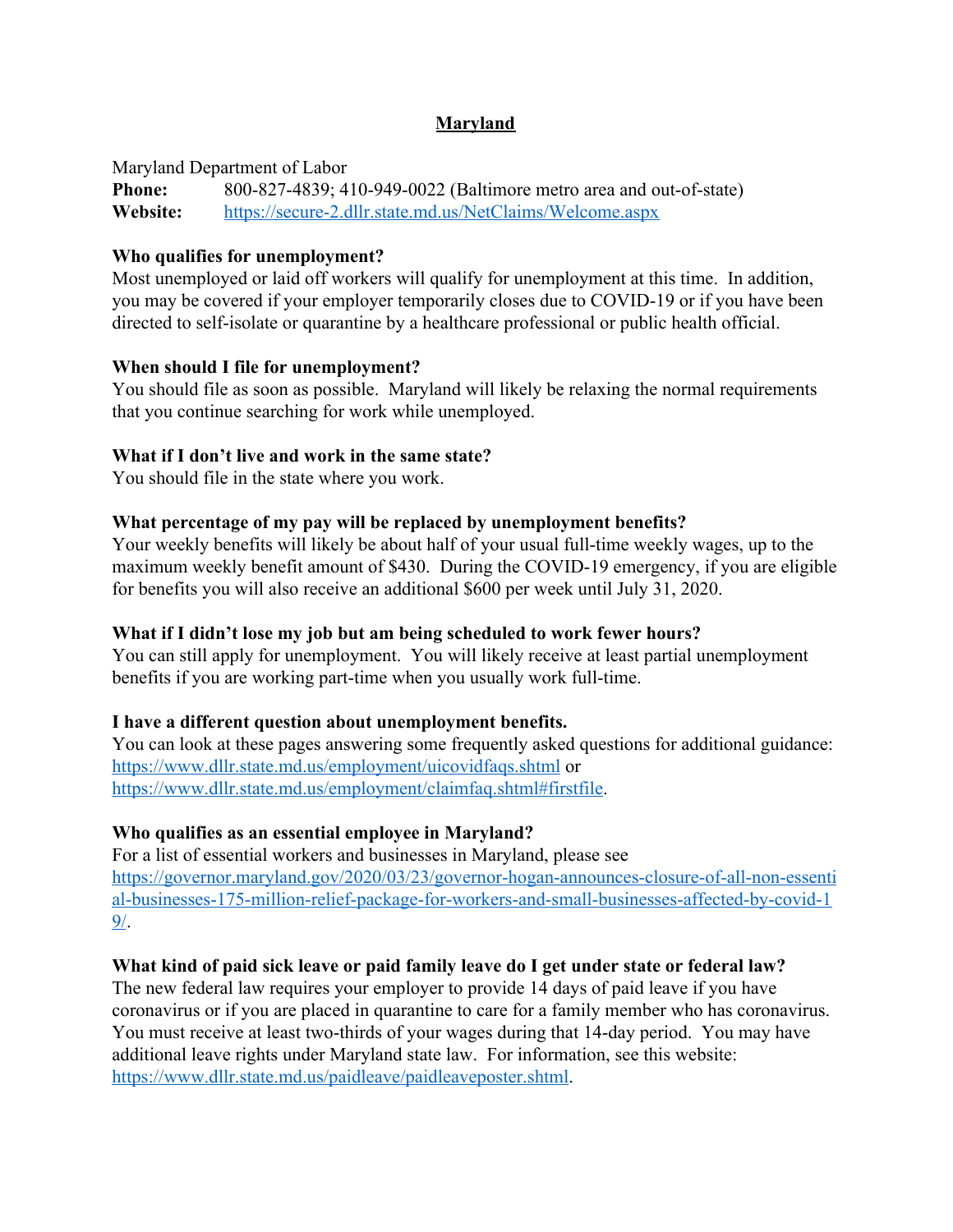## Maryland

Maryland Department of Labor
**Phone:** 800-827-4839; 410-949-0022 (Baltimore metro area and out-of-state)
**Website:** https://secure-2.dllr.state.md.us/NetClaims/Welcome.aspx

**Who qualifies for unemployment?**
Most unemployed or laid off workers will qualify for unemployment at this time. In addition, you may be covered if your employer temporarily closes due to COVID-19 or if you have been directed to self-isolate or quarantine by a healthcare professional or public health official.

**When should I file for unemployment?**
You should file as soon as possible. Maryland will likely be relaxing the normal requirements that you continue searching for work while unemployed.

**What if I don't live and work in the same state?**
You should file in the state where you work.

**What percentage of my pay will be replaced by unemployment benefits?**
Your weekly benefits will likely be about half of your usual full-time weekly wages, up to the maximum weekly benefit amount of $430. During the COVID-19 emergency, if you are eligible for benefits you will also receive an additional $600 per week until July 31, 2020.

**What if I didn't lose my job but am being scheduled to work fewer hours?**
You can still apply for unemployment. You will likely receive at least partial unemployment benefits if you are working part-time when you usually work full-time.

**I have a different question about unemployment benefits.**
You can look at these pages answering some frequently asked questions for additional guidance: https://www.dllr.state.md.us/employment/uicovidfaqs.shtml or https://www.dllr.state.md.us/employment/claimfaq.shtml#firstfile.

**Who qualifies as an essential employee in Maryland?**
For a list of essential workers and businesses in Maryland, please see https://governor.maryland.gov/2020/03/23/governor-hogan-announces-closure-of-all-non-essential-businesses-175-million-relief-package-for-workers-and-small-businesses-affected-by-covid-19/.

**What kind of paid sick leave or paid family leave do I get under state or federal law?**
The new federal law requires your employer to provide 14 days of paid leave if you have coronavirus or if you are placed in quarantine to care for a family member who has coronavirus. You must receive at least two-thirds of your wages during that 14-day period. You may have additional leave rights under Maryland state law. For information, see this website: https://www.dllr.state.md.us/paidleave/paidleaveposter.shtml.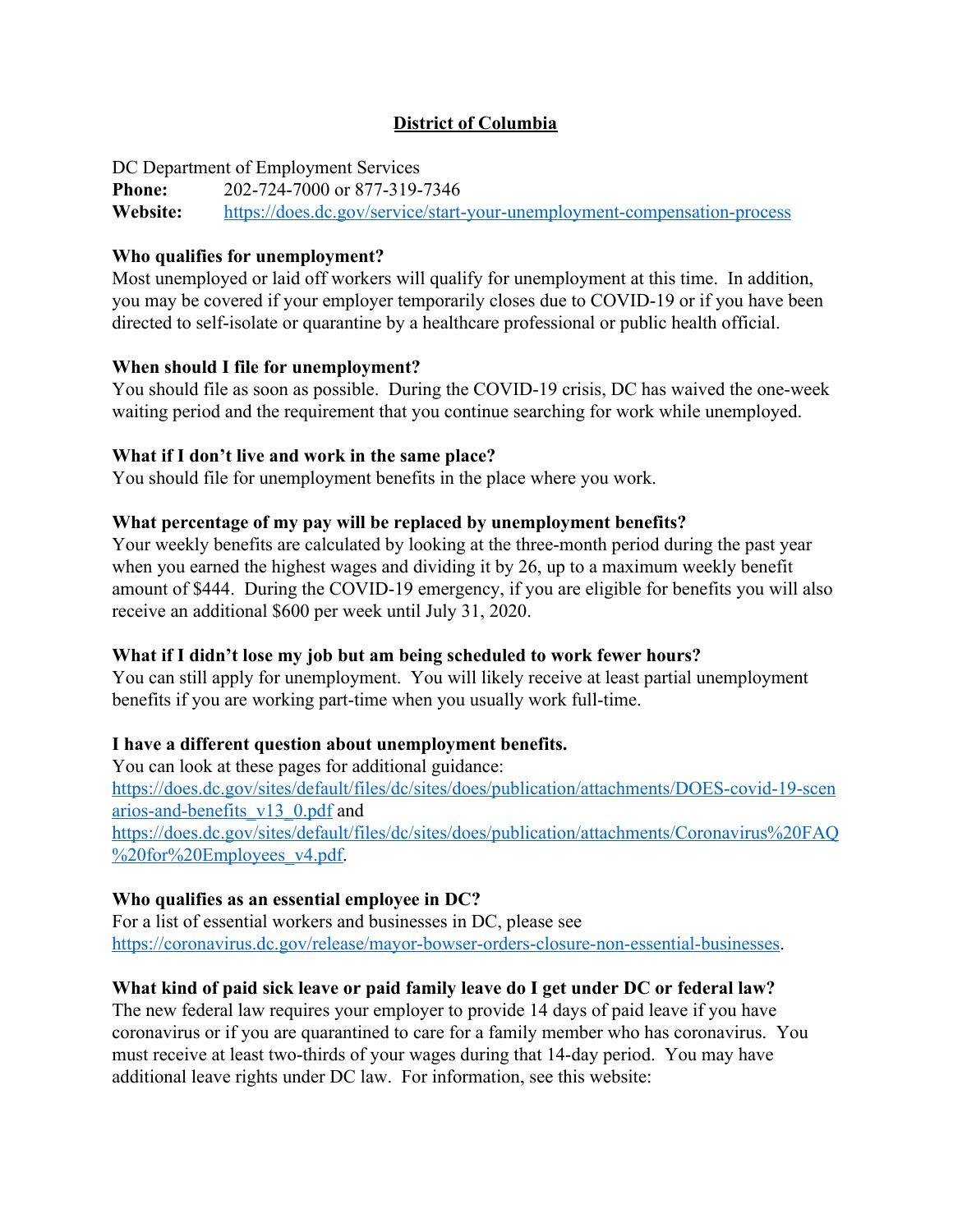## District of Columbia

DC Department of Employment Services

**Phone:** 202-724-7000 or 877-319-7346

**Website:** [https://does.dc.gov/service/start-your-unemployment-compensation-process](https://does.dc.gov/service/start-your-unemployment-compensation-process)

**Who qualifies for unemployment?**

Most unemployed or laid off workers will qualify for unemployment at this time. In addition, you may be covered if your employer temporarily closes due to COVID-19 or if you have been directed to self-isolate or quarantine by a healthcare professional or public health official.

**When should I file for unemployment?**

You should file as soon as possible. During the COVID-19 crisis, DC has waived the one-week waiting period and the requirement that you continue searching for work while unemployed.

**What if I don't live and work in the same place?**

You should file for unemployment benefits in the place where you work.

**What percentage of my pay will be replaced by unemployment benefits?**

Your weekly benefits are calculated by looking at the three-month period during the past year when you earned the highest wages and dividing it by 26, up to a maximum weekly benefit amount of $444. During the COVID-19 emergency, if you are eligible for benefits you will also receive an additional $600 per week until July 31, 2020.

**What if I didn't lose my job but am being scheduled to work fewer hours?**

You can still apply for unemployment. You will likely receive at least partial unemployment benefits if you are working part-time when you usually work full-time.

**I have a different question about unemployment benefits.**

You can look at these pages for additional guidance: [https://does.dc.gov/sites/default/files/dc/sites/does/publication/attachments/DOES-covid-19-scenarios-and-benefits_v13_0.pdf](https://does.dc.gov/sites/default/files/dc/sites/does/publication/attachments/DOES-covid-19-scenarios-and-benefits_v13_0.pdf) and [https://does.dc.gov/sites/default/files/dc/sites/does/publication/attachments/Coronavirus%20FAQ%20for%20Employees_v4.pdf](https://does.dc.gov/sites/default/files/dc/sites/does/publication/attachments/Coronavirus%20FAQ%20for%20Employees_v4.pdf).

**Who qualifies as an essential employee in DC?**

For a list of essential workers and businesses in DC, please see [https://coronavirus.dc.gov/release/mayor-bowser-orders-closure-non-essential-businesses](https://coronavirus.dc.gov/release/mayor-bowser-orders-closure-non-essential-businesses).

**What kind of paid sick leave or paid family leave do I get under DC or federal law?**

The new federal law requires your employer to provide 14 days of paid leave if you have coronavirus or if you are quarantined to care for a family member who has coronavirus. You must receive at least two-thirds of your wages during that 14-day period. You may have additional leave rights under DC law. For information, see this website: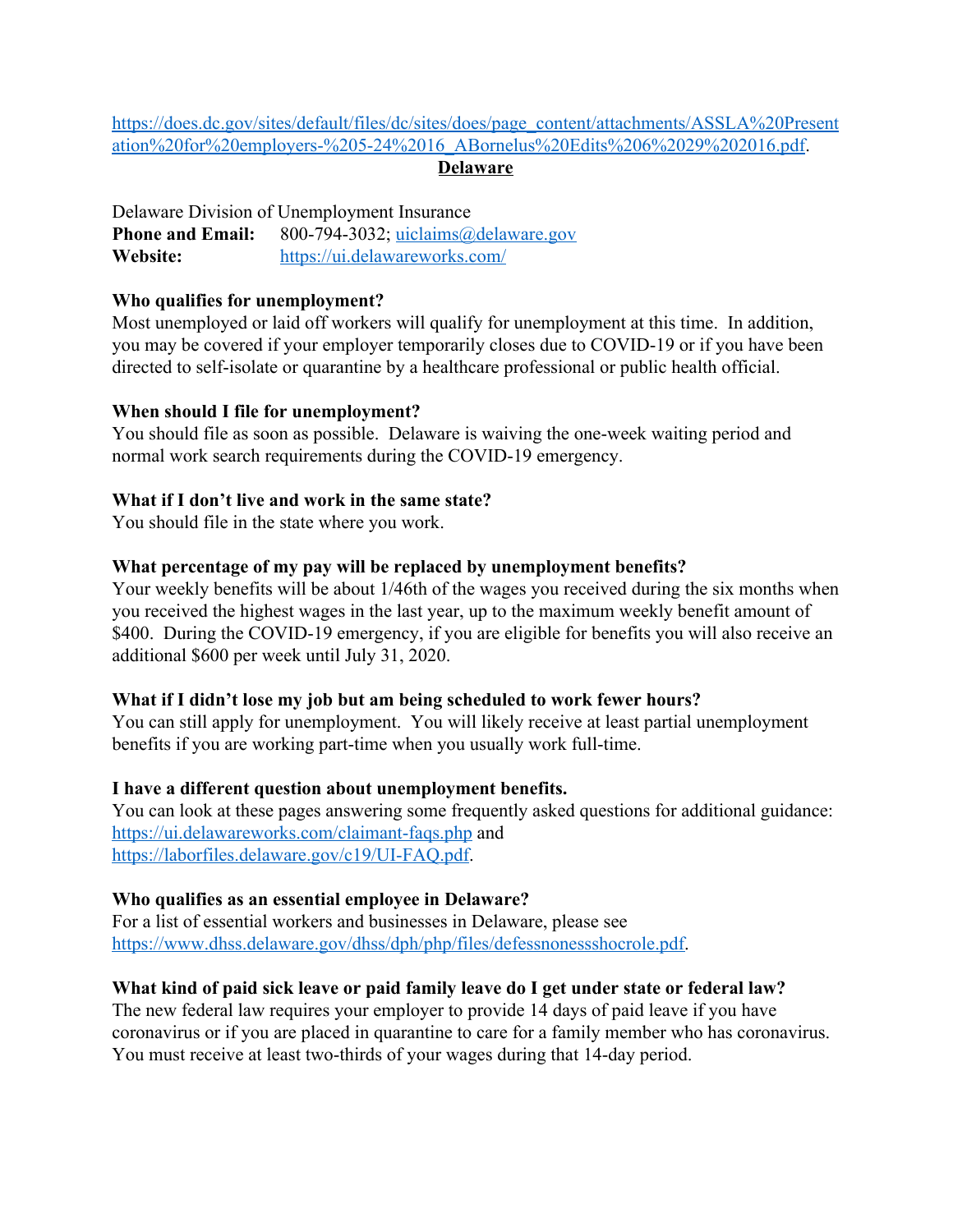https://does.dc.gov/sites/default/files/dc/sites/does/page_content/attachments/ASSLA%20Presentation%20for%20employers-%205-24%2016_ABornelus%20Edits%206%2029%202016.pdf.

## Delaware

Delaware Division of Unemployment Insurance
**Phone and Email:** 800-794-3032; uiclaims@delaware.gov
**Website:** https://ui.delawareworks.com/

**Who qualifies for unemployment?**
Most unemployed or laid off workers will qualify for unemployment at this time. In addition, you may be covered if your employer temporarily closes due to COVID-19 or if you have been directed to self-isolate or quarantine by a healthcare professional or public health official.

**When should I file for unemployment?**
You should file as soon as possible. Delaware is waiving the one-week waiting period and normal work search requirements during the COVID-19 emergency.

**What if I don't live and work in the same state?**
You should file in the state where you work.

**What percentage of my pay will be replaced by unemployment benefits?**
Your weekly benefits will be about 1/46th of the wages you received during the six months when you received the highest wages in the last year, up to the maximum weekly benefit amount of $400. During the COVID-19 emergency, if you are eligible for benefits you will also receive an additional $600 per week until July 31, 2020.

**What if I didn't lose my job but am being scheduled to work fewer hours?**
You can still apply for unemployment. You will likely receive at least partial unemployment benefits if you are working part-time when you usually work full-time.

**I have a different question about unemployment benefits.**
You can look at these pages answering some frequently asked questions for additional guidance: https://ui.delawareworks.com/claimant-faqs.php and https://laborfiles.delaware.gov/c19/UI-FAQ.pdf.

**Who qualifies as an essential employee in Delaware?**
For a list of essential workers and businesses in Delaware, please see https://www.dhss.delaware.gov/dhss/dph/php/files/defessnonessshocrole.pdf.

**What kind of paid sick leave or paid family leave do I get under state or federal law?**
The new federal law requires your employer to provide 14 days of paid leave if you have coronavirus or if you are placed in quarantine to care for a family member who has coronavirus. You must receive at least two-thirds of your wages during that 14-day period.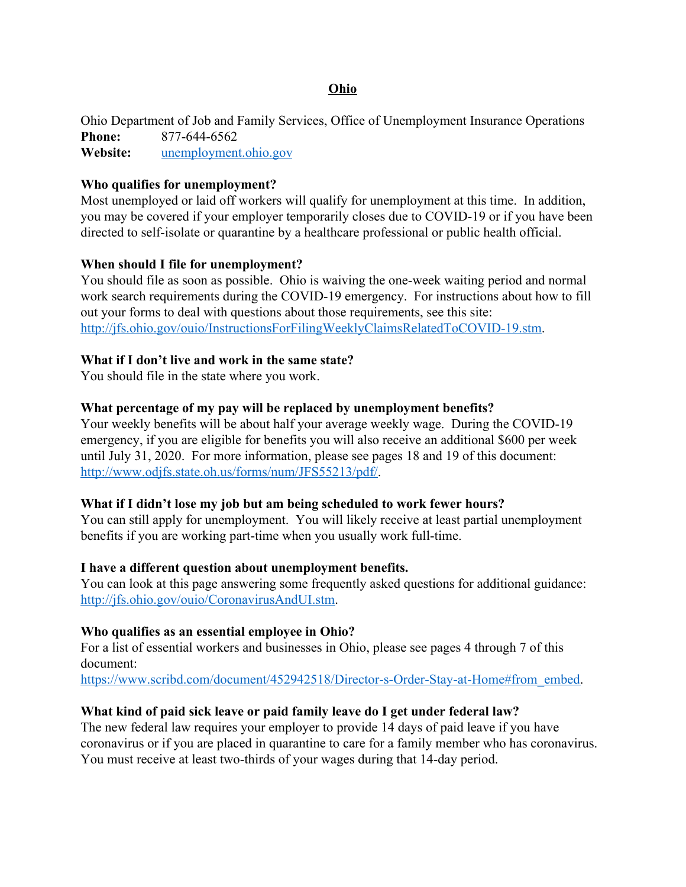## Ohio

Ohio Department of Job and Family Services, Office of Unemployment Insurance Operations
**Phone:** 877-644-6562
**Website:** [unemployment.ohio.gov](unemployment.ohio.gov)

**Who qualifies for unemployment?**
Most unemployed or laid off workers will qualify for unemployment at this time. In addition, you may be covered if your employer temporarily closes due to COVID-19 or if you have been directed to self-isolate or quarantine by a healthcare professional or public health official.

**When should I file for unemployment?**
You should file as soon as possible. Ohio is waiving the one-week waiting period and normal work search requirements during the COVID-19 emergency. For instructions about how to fill out your forms to deal with questions about those requirements, see this site: http://jfs.ohio.gov/ouio/InstructionsForFilingWeeklyClaimsRelatedToCOVID-19.stm.

**What if I don't live and work in the same state?**
You should file in the state where you work.

**What percentage of my pay will be replaced by unemployment benefits?**
Your weekly benefits will be about half your average weekly wage. During the COVID-19 emergency, if you are eligible for benefits you will also receive an additional $600 per week until July 31, 2020. For more information, please see pages 18 and 19 of this document: http://www.odjfs.state.oh.us/forms/num/JFS55213/pdf/.

**What if I didn't lose my job but am being scheduled to work fewer hours?**
You can still apply for unemployment. You will likely receive at least partial unemployment benefits if you are working part-time when you usually work full-time.

**I have a different question about unemployment benefits.**
You can look at this page answering some frequently asked questions for additional guidance: http://jfs.ohio.gov/ouio/CoronavirusAndUI.stm.

**Who qualifies as an essential employee in Ohio?**
For a list of essential workers and businesses in Ohio, please see pages 4 through 7 of this document:
https://www.scribd.com/document/452942518/Director-s-Order-Stay-at-Home#from_embed.

**What kind of paid sick leave or paid family leave do I get under federal law?**
The new federal law requires your employer to provide 14 days of paid leave if you have coronavirus or if you are placed in quarantine to care for a family member who has coronavirus. You must receive at least two-thirds of your wages during that 14-day period.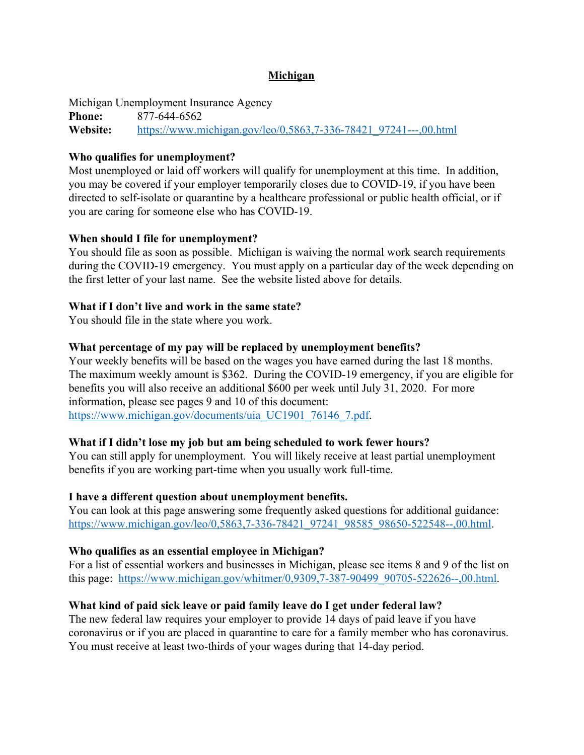## Michigan

Michigan Unemployment Insurance Agency
**Phone:** 877-644-6562
**Website:** [https://www.michigan.gov/leo/0,5863,7-336-78421_97241---,00.html](https://www.michigan.gov/leo/0,5863,7-336-78421_97241---,00.html)

**Who qualifies for unemployment?**
Most unemployed or laid off workers will qualify for unemployment at this time. In addition, you may be covered if your employer temporarily closes due to COVID-19, if you have been directed to self-isolate or quarantine by a healthcare professional or public health official, or if you are caring for someone else who has COVID-19.

**When should I file for unemployment?**
You should file as soon as possible. Michigan is waiving the normal work search requirements during the COVID-19 emergency. You must apply on a particular day of the week depending on the first letter of your last name. See the website listed above for details.

**What if I don't live and work in the same state?**
You should file in the state where you work.

**What percentage of my pay will be replaced by unemployment benefits?**
Your weekly benefits will be based on the wages you have earned during the last 18 months. The maximum weekly amount is $362. During the COVID-19 emergency, if you are eligible for benefits you will also receive an additional $600 per week until July 31, 2020. For more information, please see pages 9 and 10 of this document: [https://www.michigan.gov/documents/uia_UC1901_76146_7.pdf](https://www.michigan.gov/documents/uia_UC1901_76146_7.pdf).

**What if I didn't lose my job but am being scheduled to work fewer hours?**
You can still apply for unemployment. You will likely receive at least partial unemployment benefits if you are working part-time when you usually work full-time.

**I have a different question about unemployment benefits.**
You can look at this page answering some frequently asked questions for additional guidance: [https://www.michigan.gov/leo/0,5863,7-336-78421_97241_98585_98650-522548--,00.html](https://www.michigan.gov/leo/0,5863,7-336-78421_97241_98585_98650-522548--,00.html).

**Who qualifies as an essential employee in Michigan?**
For a list of essential workers and businesses in Michigan, please see items 8 and 9 of the list on this page: [https://www.michigan.gov/whitmer/0,9309,7-387-90499_90705-522626--,00.html](https://www.michigan.gov/whitmer/0,9309,7-387-90499_90705-522626--,00.html).

**What kind of paid sick leave or paid family leave do I get under federal law?**
The new federal law requires your employer to provide 14 days of paid leave if you have coronavirus or if you are placed in quarantine to care for a family member who has coronavirus. You must receive at least two-thirds of your wages during that 14-day period.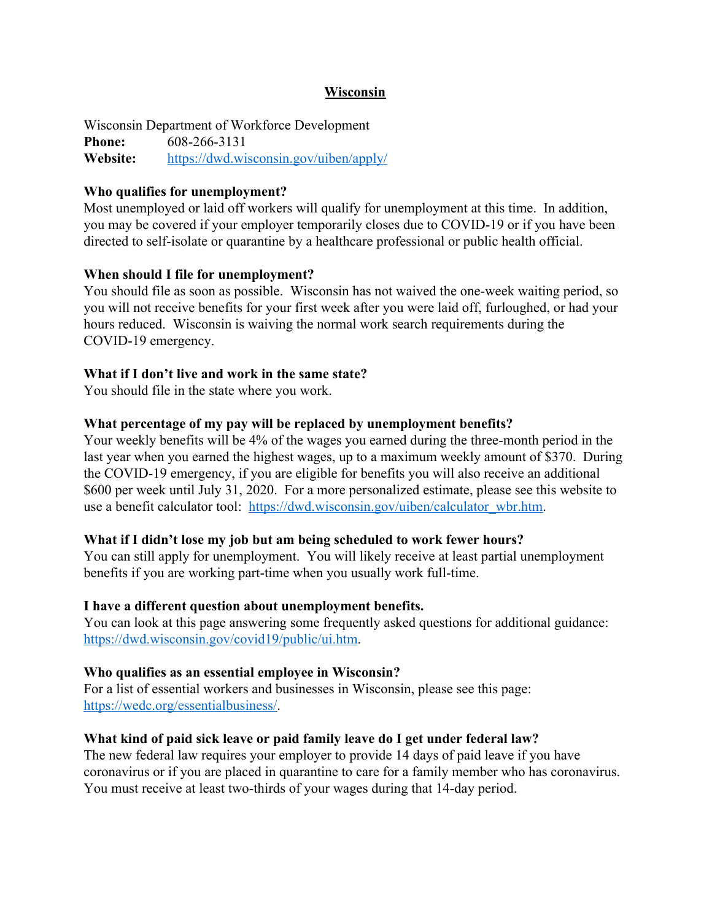# Wisconsin

Wisconsin Department of Workforce Development
**Phone:** 608-266-3131
**Website:** [https://dwd.wisconsin.gov/uiben/apply/](https://dwd.wisconsin.gov/uiben/apply/)

**Who qualifies for unemployment?**
Most unemployed or laid off workers will qualify for unemployment at this time. In addition, you may be covered if your employer temporarily closes due to COVID-19 or if you have been directed to self-isolate or quarantine by a healthcare professional or public health official.

**When should I file for unemployment?**
You should file as soon as possible. Wisconsin has not waived the one-week waiting period, so you will not receive benefits for your first week after you were laid off, furloughed, or had your hours reduced. Wisconsin is waiving the normal work search requirements during the COVID-19 emergency.

**What if I don't live and work in the same state?**
You should file in the state where you work.

**What percentage of my pay will be replaced by unemployment benefits?**
Your weekly benefits will be 4% of the wages you earned during the three-month period in the last year when you earned the highest wages, up to a maximum weekly amount of $370. During the COVID-19 emergency, if you are eligible for benefits you will also receive an additional $600 per week until July 31, 2020. For a more personalized estimate, please see this website to use a benefit calculator tool: [https://dwd.wisconsin.gov/uiben/calculator_wbr.htm](https://dwd.wisconsin.gov/uiben/calculator_wbr.htm).

**What if I didn't lose my job but am being scheduled to work fewer hours?**
You can still apply for unemployment. You will likely receive at least partial unemployment benefits if you are working part-time when you usually work full-time.

**I have a different question about unemployment benefits.**
You can look at this page answering some frequently asked questions for additional guidance: [https://dwd.wisconsin.gov/covid19/public/ui.htm](https://dwd.wisconsin.gov/covid19/public/ui.htm).

**Who qualifies as an essential employee in Wisconsin?**
For a list of essential workers and businesses in Wisconsin, please see this page: [https://wedc.org/essentialbusiness/](https://wedc.org/essentialbusiness/).

**What kind of paid sick leave or paid family leave do I get under federal law?**
The new federal law requires your employer to provide 14 days of paid leave if you have coronavirus or if you are placed in quarantine to care for a family member who has coronavirus. You must receive at least two-thirds of your wages during that 14-day period.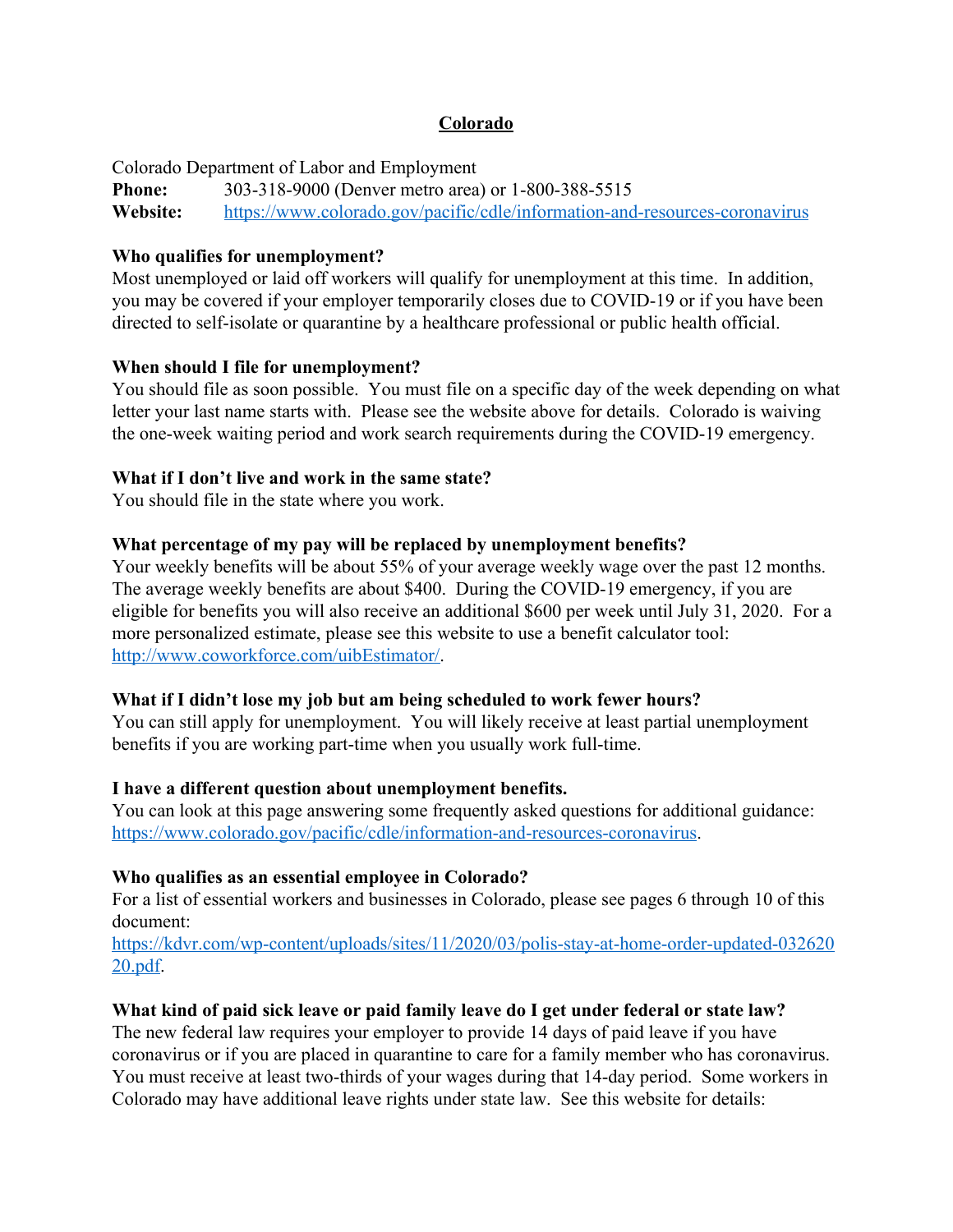## Colorado

Colorado Department of Labor and Employment
**Phone:** 303-318-9000 (Denver metro area) or 1-800-388-5515
**Website:** https://www.colorado.gov/pacific/cdle/information-and-resources-coronavirus

**Who qualifies for unemployment?**
Most unemployed or laid off workers will qualify for unemployment at this time. In addition, you may be covered if your employer temporarily closes due to COVID-19 or if you have been directed to self-isolate or quarantine by a healthcare professional or public health official.

**When should I file for unemployment?**
You should file as soon possible. You must file on a specific day of the week depending on what letter your last name starts with. Please see the website above for details. Colorado is waiving the one-week waiting period and work search requirements during the COVID-19 emergency.

**What if I don't live and work in the same state?**
You should file in the state where you work.

**What percentage of my pay will be replaced by unemployment benefits?**
Your weekly benefits will be about 55% of your average weekly wage over the past 12 months. The average weekly benefits are about $400. During the COVID-19 emergency, if you are eligible for benefits you will also receive an additional $600 per week until July 31, 2020. For a more personalized estimate, please see this website to use a benefit calculator tool: http://www.coworkforce.com/uibEstimator/.

**What if I didn't lose my job but am being scheduled to work fewer hours?**
You can still apply for unemployment. You will likely receive at least partial unemployment benefits if you are working part-time when you usually work full-time.

**I have a different question about unemployment benefits.**
You can look at this page answering some frequently asked questions for additional guidance: https://www.colorado.gov/pacific/cdle/information-and-resources-coronavirus.

**Who qualifies as an essential employee in Colorado?**
For a list of essential workers and businesses in Colorado, please see pages 6 through 10 of this document:
https://kdvr.com/wp-content/uploads/sites/11/2020/03/polis-stay-at-home-order-updated-03262020.pdf.

**What kind of paid sick leave or paid family leave do I get under federal or state law?**
The new federal law requires your employer to provide 14 days of paid leave if you have coronavirus or if you are placed in quarantine to care for a family member who has coronavirus. You must receive at least two-thirds of your wages during that 14-day period. Some workers in Colorado may have additional leave rights under state law. See this website for details: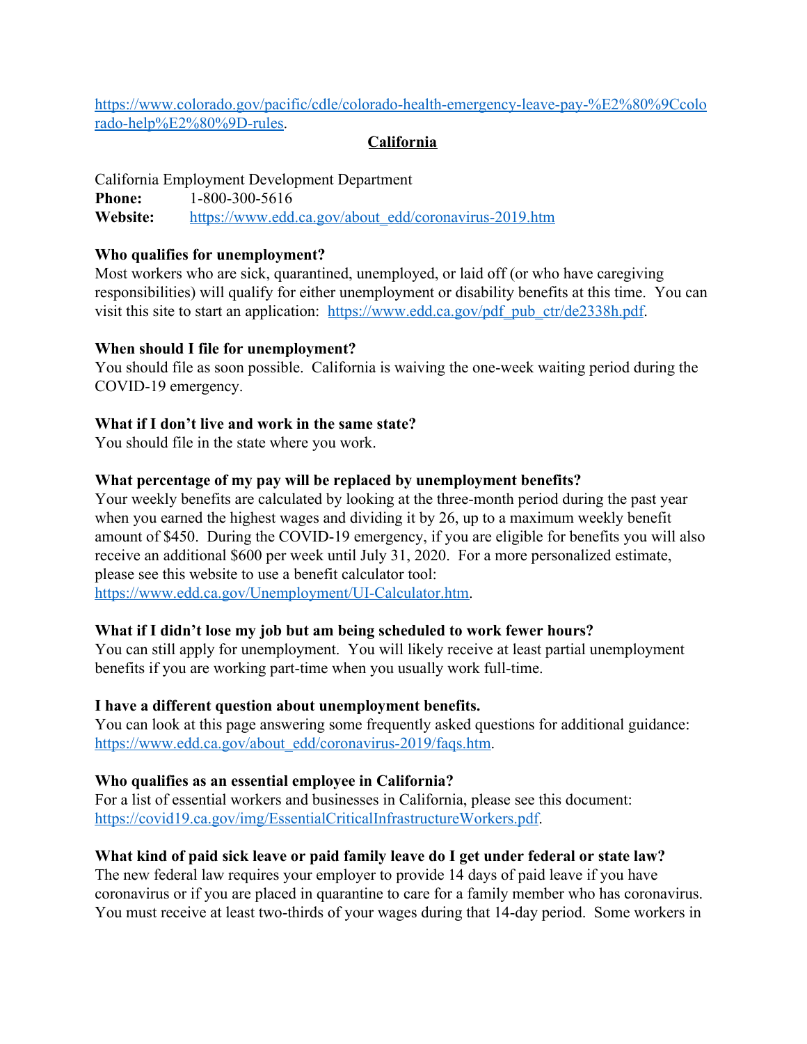https://www.colorado.gov/pacific/cdle/colorado-health-emergency-leave-pay-%E2%80%9Ccolorado-help%E2%80%9D-rules.

## California

California Employment Development Department
**Phone:** 1-800-300-5616
**Website:** https://www.edd.ca.gov/about_edd/coronavirus-2019.htm

**Who qualifies for unemployment?**
Most workers who are sick, quarantined, unemployed, or laid off (or who have caregiving responsibilities) will qualify for either unemployment or disability benefits at this time. You can visit this site to start an application: https://www.edd.ca.gov/pdf_pub_ctr/de2338h.pdf.

**When should I file for unemployment?**
You should file as soon possible. California is waiving the one-week waiting period during the COVID-19 emergency.

**What if I don't live and work in the same state?**
You should file in the state where you work.

**What percentage of my pay will be replaced by unemployment benefits?**
Your weekly benefits are calculated by looking at the three-month period during the past year when you earned the highest wages and dividing it by 26, up to a maximum weekly benefit amount of $450. During the COVID-19 emergency, if you are eligible for benefits you will also receive an additional $600 per week until July 31, 2020. For a more personalized estimate, please see this website to use a benefit calculator tool: https://www.edd.ca.gov/Unemployment/UI-Calculator.htm.

**What if I didn't lose my job but am being scheduled to work fewer hours?**
You can still apply for unemployment. You will likely receive at least partial unemployment benefits if you are working part-time when you usually work full-time.

**I have a different question about unemployment benefits.**
You can look at this page answering some frequently asked questions for additional guidance: https://www.edd.ca.gov/about_edd/coronavirus-2019/faqs.htm.

**Who qualifies as an essential employee in California?**
For a list of essential workers and businesses in California, please see this document: https://covid19.ca.gov/img/EssentialCriticalInfrastructureWorkers.pdf.

**What kind of paid sick leave or paid family leave do I get under federal or state law?**
The new federal law requires your employer to provide 14 days of paid leave if you have coronavirus or if you are placed in quarantine to care for a family member who has coronavirus. You must receive at least two-thirds of your wages during that 14-day period. Some workers in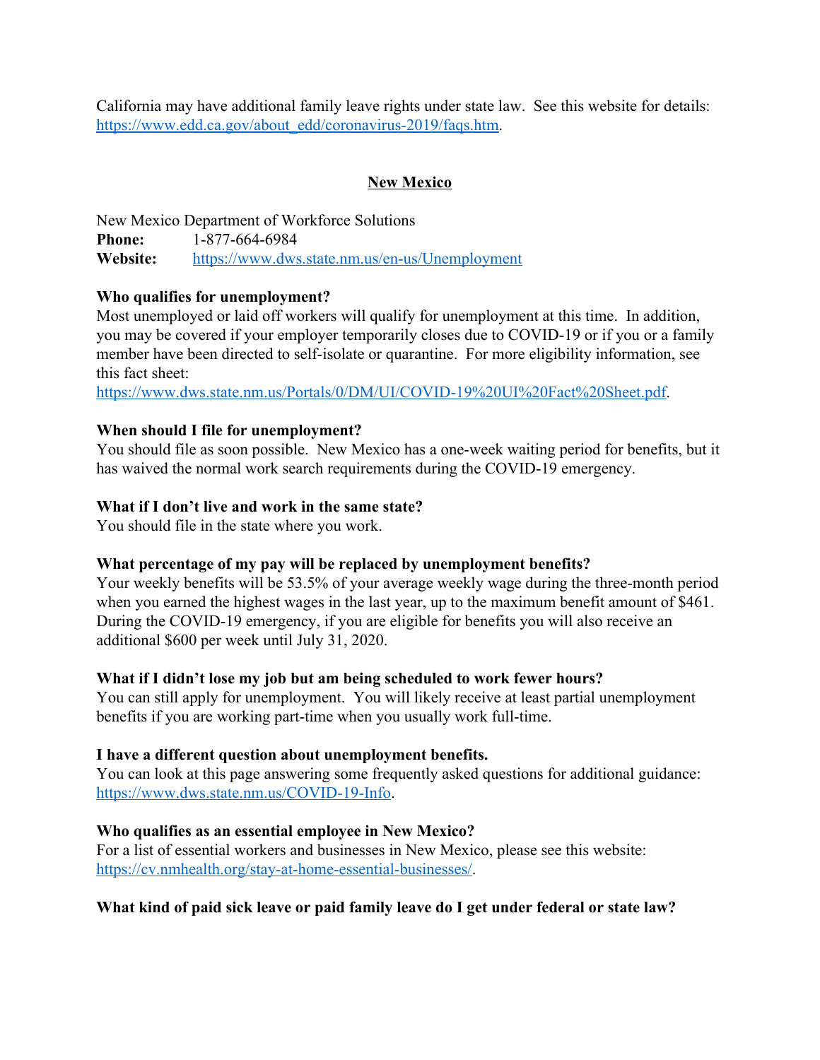California may have additional family leave rights under state law. See this website for details: https://www.edd.ca.gov/about_edd/coronavirus-2019/faqs.htm.

## New Mexico

New Mexico Department of Workforce Solutions
**Phone:** 1-877-664-6984
**Website:** https://www.dws.state.nm.us/en-us/Unemployment

**Who qualifies for unemployment?**
Most unemployed or laid off workers will qualify for unemployment at this time. In addition, you may be covered if your employer temporarily closes due to COVID-19 or if you or a family member have been directed to self-isolate or quarantine. For more eligibility information, see this fact sheet:
https://www.dws.state.nm.us/Portals/0/DM/UI/COVID-19%20UI%20Fact%20Sheet.pdf.

**When should I file for unemployment?**
You should file as soon possible. New Mexico has a one-week waiting period for benefits, but it has waived the normal work search requirements during the COVID-19 emergency.

**What if I don't live and work in the same state?**
You should file in the state where you work.

**What percentage of my pay will be replaced by unemployment benefits?**
Your weekly benefits will be 53.5% of your average weekly wage during the three-month period when you earned the highest wages in the last year, up to the maximum benefit amount of $461. During the COVID-19 emergency, if you are eligible for benefits you will also receive an additional $600 per week until July 31, 2020.

**What if I didn't lose my job but am being scheduled to work fewer hours?**
You can still apply for unemployment. You will likely receive at least partial unemployment benefits if you are working part-time when you usually work full-time.

**I have a different question about unemployment benefits.**
You can look at this page answering some frequently asked questions for additional guidance: https://www.dws.state.nm.us/COVID-19-Info.

**Who qualifies as an essential employee in New Mexico?**
For a list of essential workers and businesses in New Mexico, please see this website: https://cv.nmhealth.org/stay-at-home-essential-businesses/.

**What kind of paid sick leave or paid family leave do I get under federal or state law?**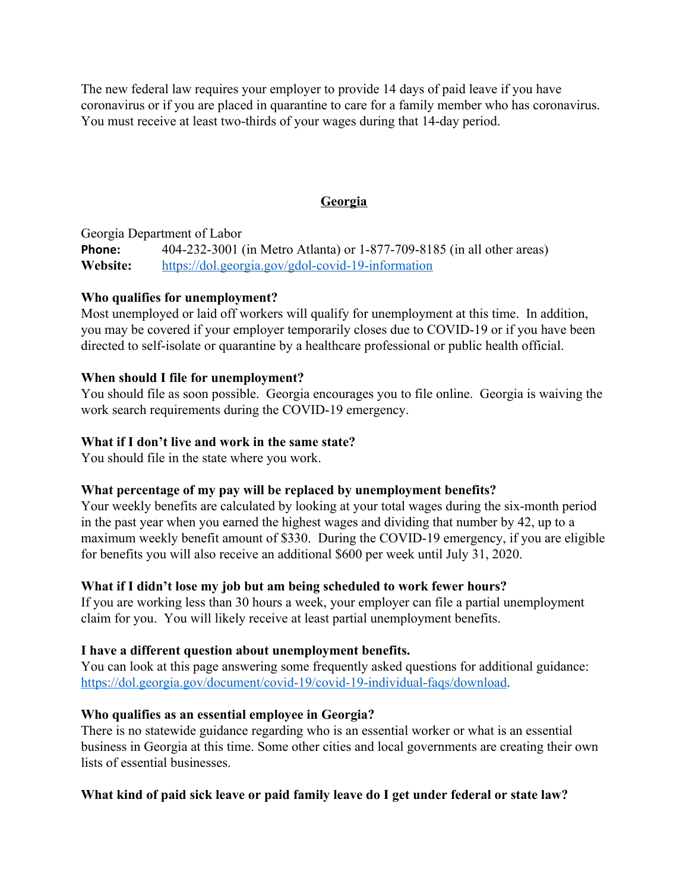The new federal law requires your employer to provide 14 days of paid leave if you have coronavirus or if you are placed in quarantine to care for a family member who has coronavirus. You must receive at least two-thirds of your wages during that 14-day period.

## Georgia

Georgia Department of Labor
**Phone:** 404-232-3001 (in Metro Atlanta) or 1-877-709-8185 (in all other areas)
**Website:** https://dol.georgia.gov/gdol-covid-19-information

**Who qualifies for unemployment?**
Most unemployed or laid off workers will qualify for unemployment at this time. In addition, you may be covered if your employer temporarily closes due to COVID-19 or if you have been directed to self-isolate or quarantine by a healthcare professional or public health official.

**When should I file for unemployment?**
You should file as soon possible. Georgia encourages you to file online. Georgia is waiving the work search requirements during the COVID-19 emergency.

**What if I don't live and work in the same state?**
You should file in the state where you work.

**What percentage of my pay will be replaced by unemployment benefits?**
Your weekly benefits are calculated by looking at your total wages during the six-month period in the past year when you earned the highest wages and dividing that number by 42, up to a maximum weekly benefit amount of $330. During the COVID-19 emergency, if you are eligible for benefits you will also receive an additional $600 per week until July 31, 2020.

**What if I didn't lose my job but am being scheduled to work fewer hours?**
If you are working less than 30 hours a week, your employer can file a partial unemployment claim for you. You will likely receive at least partial unemployment benefits.

**I have a different question about unemployment benefits.**
You can look at this page answering some frequently asked questions for additional guidance: https://dol.georgia.gov/document/covid-19/covid-19-individual-faqs/download.

**Who qualifies as an essential employee in Georgia?**
There is no statewide guidance regarding who is an essential worker or what is an essential business in Georgia at this time. Some other cities and local governments are creating their own lists of essential businesses.

**What kind of paid sick leave or paid family leave do I get under federal or state law?**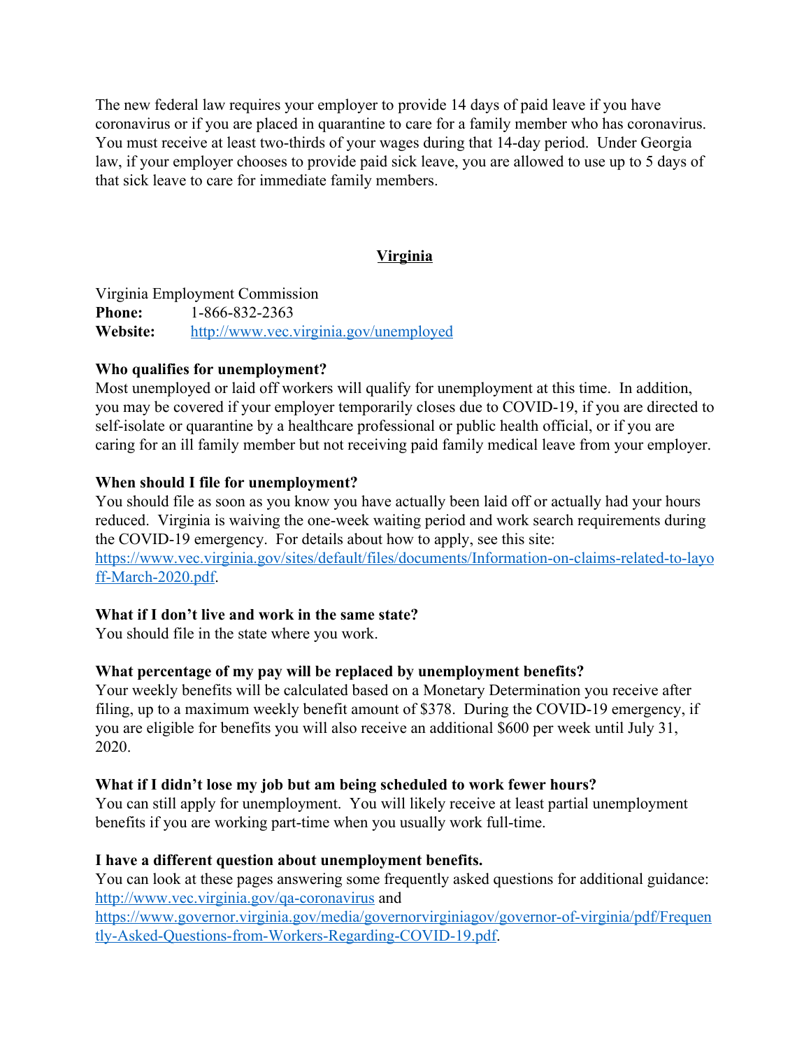The new federal law requires your employer to provide 14 days of paid leave if you have coronavirus or if you are placed in quarantine to care for a family member who has coronavirus. You must receive at least two-thirds of your wages during that 14-day period. Under Georgia law, if your employer chooses to provide paid sick leave, you are allowed to use up to 5 days of that sick leave to care for immediate family members.

## Virginia

Virginia Employment Commission
**Phone:** 1-866-832-2363
**Website:** http://www.vec.virginia.gov/unemployed

**Who qualifies for unemployment?**
Most unemployed or laid off workers will qualify for unemployment at this time. In addition, you may be covered if your employer temporarily closes due to COVID-19, if you are directed to self-isolate or quarantine by a healthcare professional or public health official, or if you are caring for an ill family member but not receiving paid family medical leave from your employer.

**When should I file for unemployment?**
You should file as soon as you know you have actually been laid off or actually had your hours reduced. Virginia is waiving the one-week waiting period and work search requirements during the COVID-19 emergency. For details about how to apply, see this site: https://www.vec.virginia.gov/sites/default/files/documents/Information-on-claims-related-to-layoff-March-2020.pdf.

**What if I don't live and work in the same state?**
You should file in the state where you work.

**What percentage of my pay will be replaced by unemployment benefits?**
Your weekly benefits will be calculated based on a Monetary Determination you receive after filing, up to a maximum weekly benefit amount of $378. During the COVID-19 emergency, if you are eligible for benefits you will also receive an additional $600 per week until July 31, 2020.

**What if I didn't lose my job but am being scheduled to work fewer hours?**
You can still apply for unemployment. You will likely receive at least partial unemployment benefits if you are working part-time when you usually work full-time.

**I have a different question about unemployment benefits.**
You can look at these pages answering some frequently asked questions for additional guidance: http://www.vec.virginia.gov/qa-coronavirus and https://www.governor.virginia.gov/media/governorvirginiagov/governor-of-virginia/pdf/Frequently-Asked-Questions-from-Workers-Regarding-COVID-19.pdf.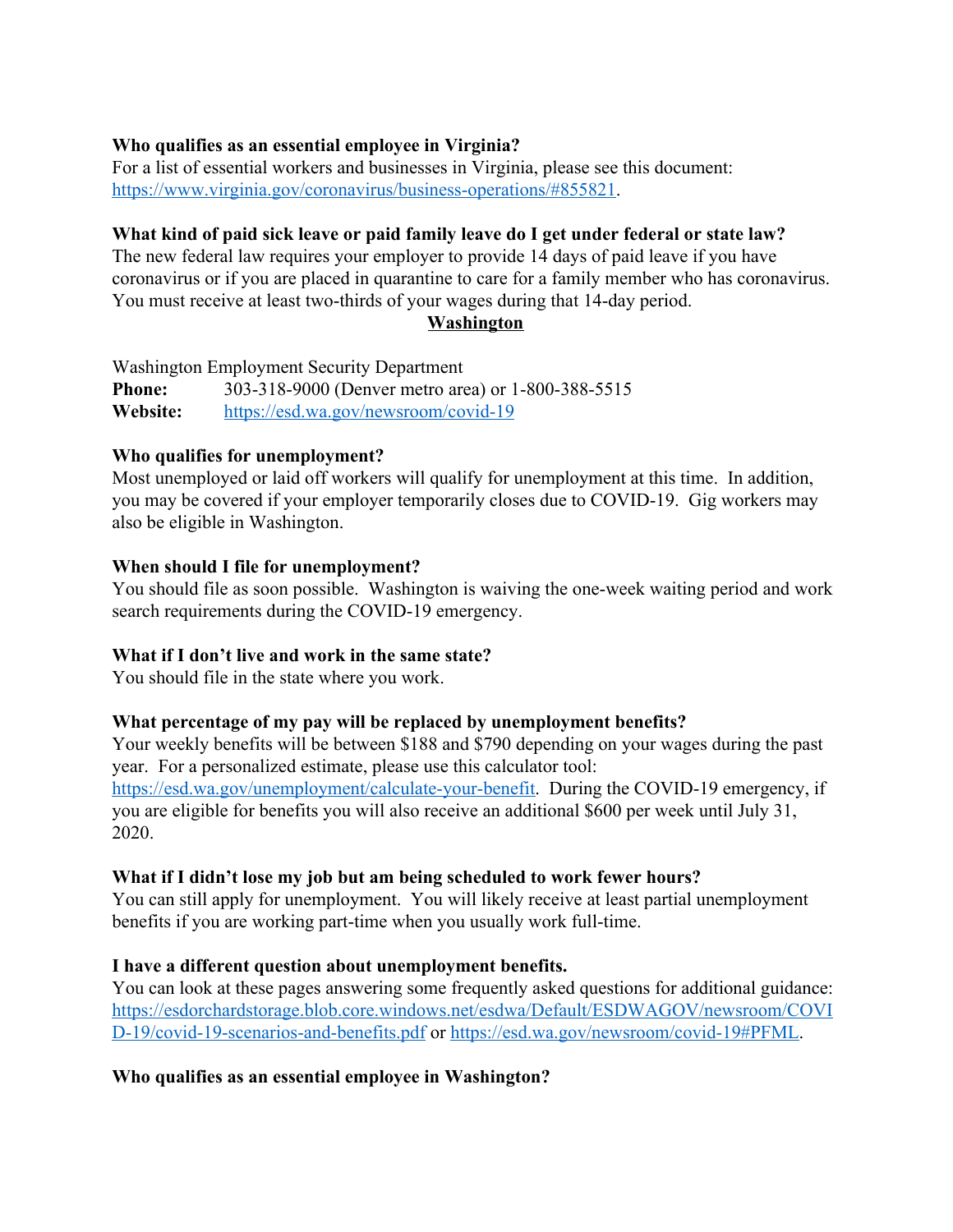**Who qualifies as an essential employee in Virginia?**
For a list of essential workers and businesses in Virginia, please see this document: https://www.virginia.gov/coronavirus/business-operations/#855821.

**What kind of paid sick leave or paid family leave do I get under federal or state law?**
The new federal law requires your employer to provide 14 days of paid leave if you have coronavirus or if you are placed in quarantine to care for a family member who has coronavirus. You must receive at least two-thirds of your wages during that 14-day period.

## Washington

Washington Employment Security Department
**Phone:** 303-318-9000 (Denver metro area) or 1-800-388-5515
**Website:** https://esd.wa.gov/newsroom/covid-19

**Who qualifies for unemployment?**
Most unemployed or laid off workers will qualify for unemployment at this time. In addition, you may be covered if your employer temporarily closes due to COVID-19. Gig workers may also be eligible in Washington.

**When should I file for unemployment?**
You should file as soon possible. Washington is waiving the one-week waiting period and work search requirements during the COVID-19 emergency.

**What if I don't live and work in the same state?**
You should file in the state where you work.

**What percentage of my pay will be replaced by unemployment benefits?**
Your weekly benefits will be between $188 and $790 depending on your wages during the past year. For a personalized estimate, please use this calculator tool: https://esd.wa.gov/unemployment/calculate-your-benefit. During the COVID-19 emergency, if you are eligible for benefits you will also receive an additional $600 per week until July 31, 2020.

**What if I didn't lose my job but am being scheduled to work fewer hours?**
You can still apply for unemployment. You will likely receive at least partial unemployment benefits if you are working part-time when you usually work full-time.

**I have a different question about unemployment benefits.**
You can look at these pages answering some frequently asked questions for additional guidance: https://esdorchardstorage.blob.core.windows.net/esdwa/Default/ESDWAGOV/newsroom/COVID-19/covid-19-scenarios-and-benefits.pdf or https://esd.wa.gov/newsroom/covid-19#PFML.

**Who qualifies as an essential employee in Washington?**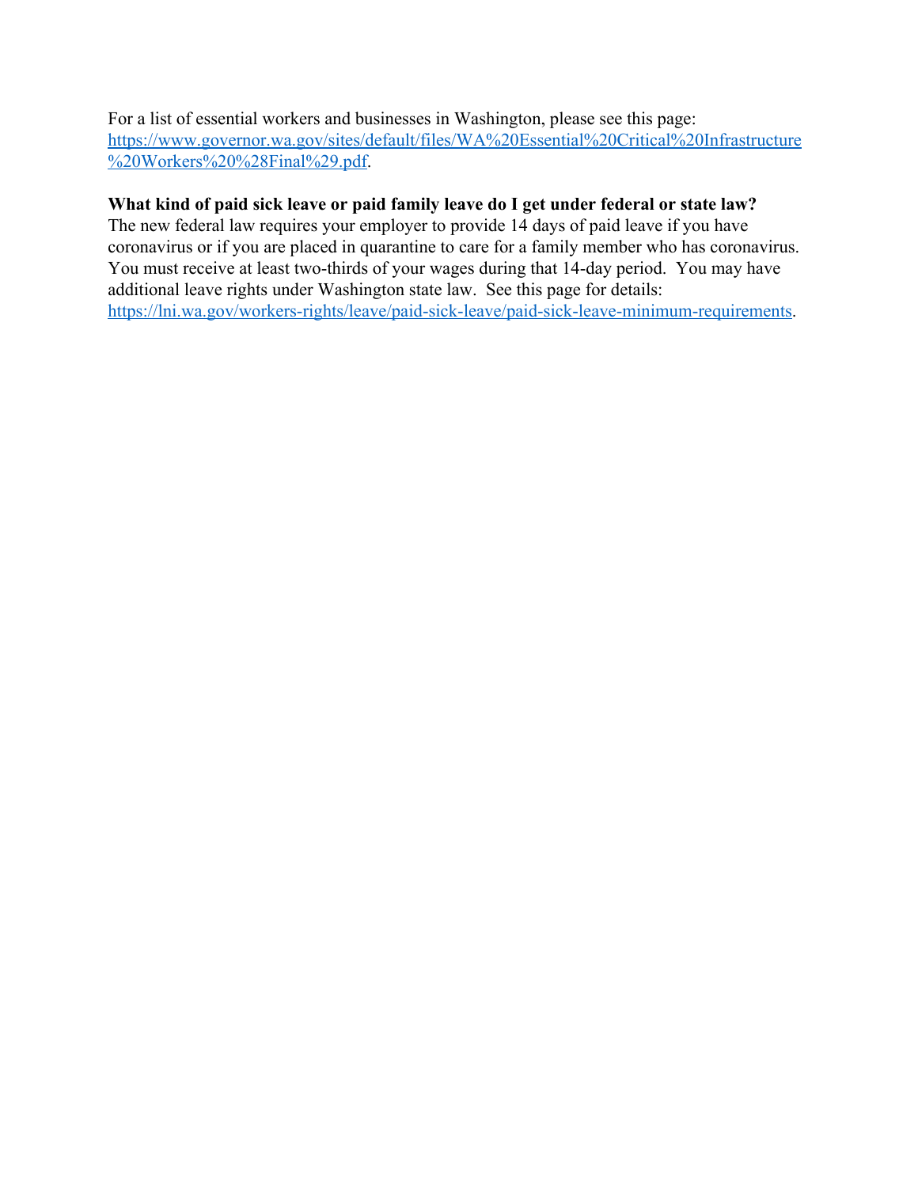For a list of essential workers and businesses in Washington, please see this page: https://www.governor.wa.gov/sites/default/files/WA%20Essential%20Critical%20Infrastructure%20Workers%20%28Final%29.pdf.

**What kind of paid sick leave or paid family leave do I get under federal or state law?**

The new federal law requires your employer to provide 14 days of paid leave if you have coronavirus or if you are placed in quarantine to care for a family member who has coronavirus. You must receive at least two-thirds of your wages during that 14-day period. You may have additional leave rights under Washington state law. See this page for details: https://lni.wa.gov/workers-rights/leave/paid-sick-leave/paid-sick-leave-minimum-requirements.